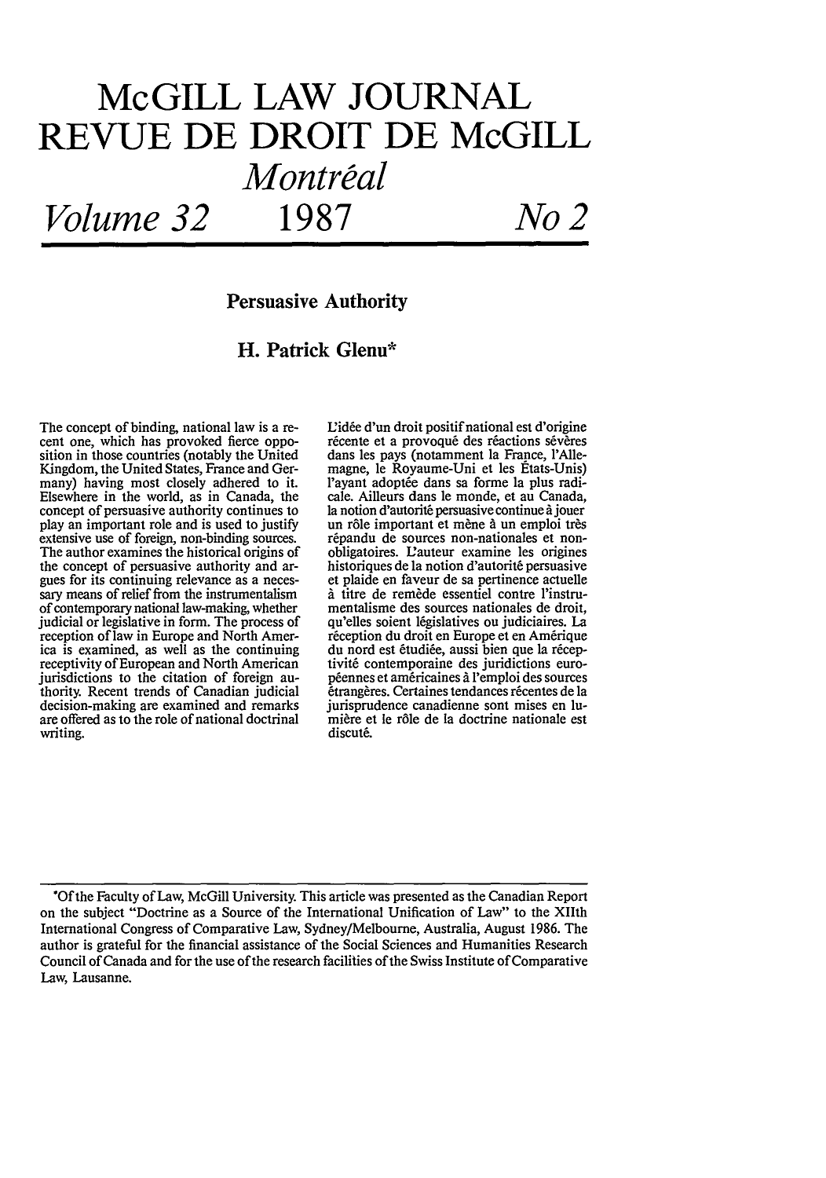# McGILL LAW JOURNAL
# REVUE DE DROIT DE McGILL

*Montréal*

*Volume 32* 1987 *No 2*

## Persuasive Authority

### H. Patrick Glenu*

The concept of binding, national law is a recent one, which has provoked fierce opposition in those countries (notably the United Kingdom, the United States, France and Germany) having most closely adhered to it. Elsewhere in the world, as in Canada, the concept of persuasive authority continues to play an important role and is used to justify extensive use of foreign, non-binding sources. The author examines the historical origins of the concept of persuasive authority and argues for its continuing relevance as a necessary means of relief from the instrumentalism of contemporary national law-making, whether judicial or legislative in form. The process of reception of law in Europe and North America is examined, as well as the continuing receptivity of European and North American jurisdictions to the citation of foreign authority. Recent trends of Canadian judicial decision-making are examined and remarks are offered as to the role of national doctrinal writing.

L'idée d'un droit positif national est d'origine récente et a provoqué des réactions sévères dans les pays (notamment la France, l'Allemagne, le Royaume-Uni et les États-Unis) l'ayant adoptée dans sa forme la plus radicale. Ailleurs dans le monde, et au Canada, la notion d'autorité persuasive continue à jouer un rôle important et mène à un emploi très répandu de sources non-nationales et non-obligatoires. L'auteur examine les origines historiques de la notion d'autorité persuasive et plaide en faveur de sa pertinence actuelle à titre de remède essentiel contre l'instrumentalisme des sources nationales de droit, qu'elles soient législatives ou judiciaires. La réception du droit en Europe et en Amérique du nord est étudiée, aussi bien que la réceptivité contemporaine des juridictions européennes et américaines à l'emploi des sources étrangères. Certaines tendances récentes de la jurisprudence canadienne sont mises en lumière et le rôle de la doctrine nationale est discuté.

---

*Of the Faculty of Law, McGill University. This article was presented as the Canadian Report on the subject "Doctrine as a Source of the International Unification of Law" to the XIIth International Congress of Comparative Law, Sydney/Melbourne, Australia, August 1986. The author is grateful for the financial assistance of the Social Sciences and Humanities Research Council of Canada and for the use of the research facilities of the Swiss Institute of Comparative Law, Lausanne.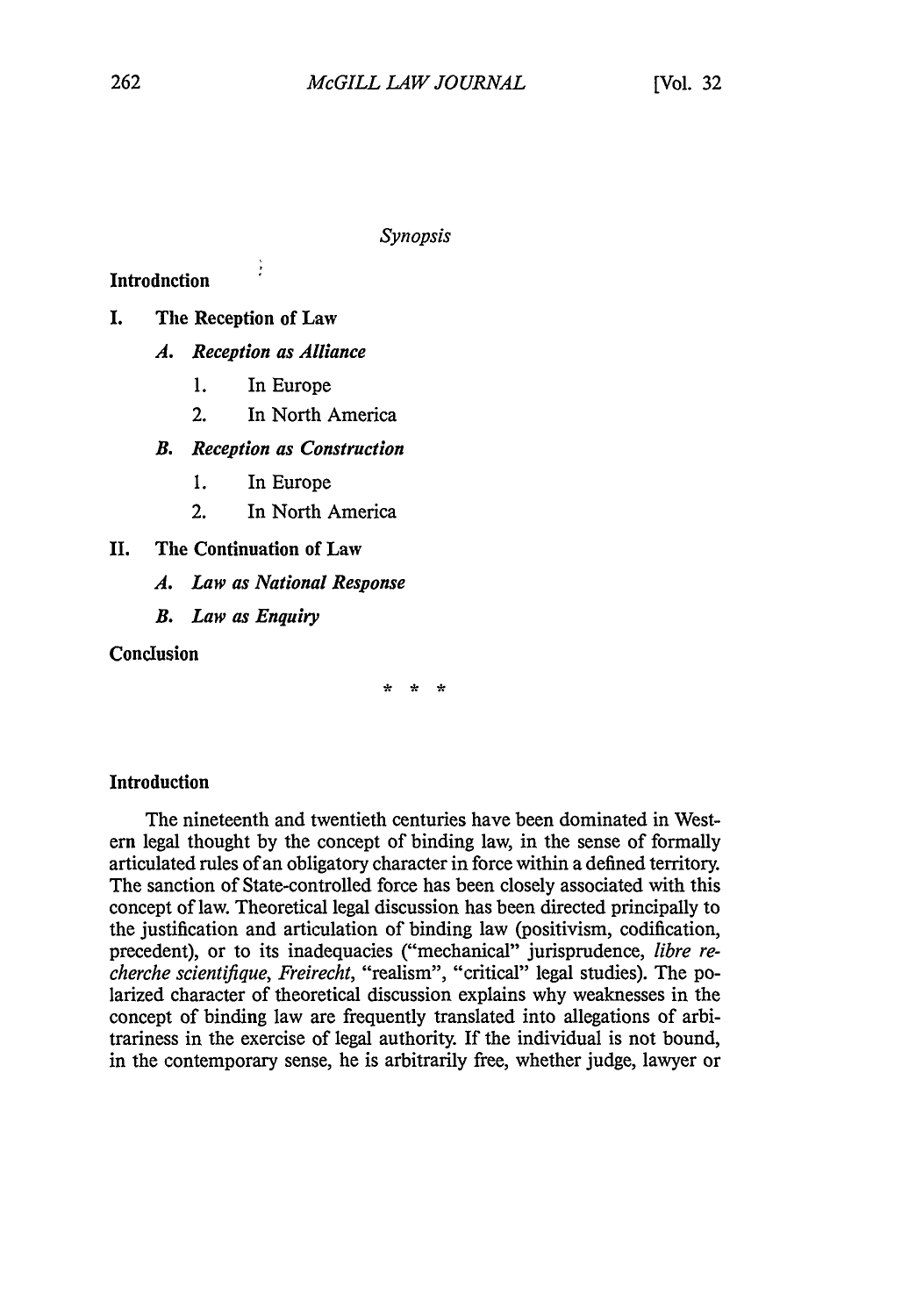*Synopsis*

**Introdnction**

**I. The Reception of Law**

*A. Reception as Alliance*

1. In Europe
2. In North America

*B. Reception as Construction*

1. In Europe
2. In North America

**II. The Continuation of Law**

*A. Law as National Response*

*B. Law as Enquiry*

**Conclusion**

\* \* \*

## Introduction

The nineteenth and twentieth centuries have been dominated in Western legal thought by the concept of binding law, in the sense of formally articulated rules of an obligatory character in force within a defined territory. The sanction of State-controlled force has been closely associated with this concept of law. Theoretical legal discussion has been directed principally to the justification and articulation of binding law (positivism, codification, precedent), or to its inadequacies ("mechanical" jurisprudence, *libre recherche scientifique*, *Freirecht*, "realism", "critical" legal studies). The polarized character of theoretical discussion explains why weaknesses in the concept of binding law are frequently translated into allegations of arbitrariness in the exercise of legal authority. If the individual is not bound, in the contemporary sense, he is arbitrarily free, whether judge, lawyer or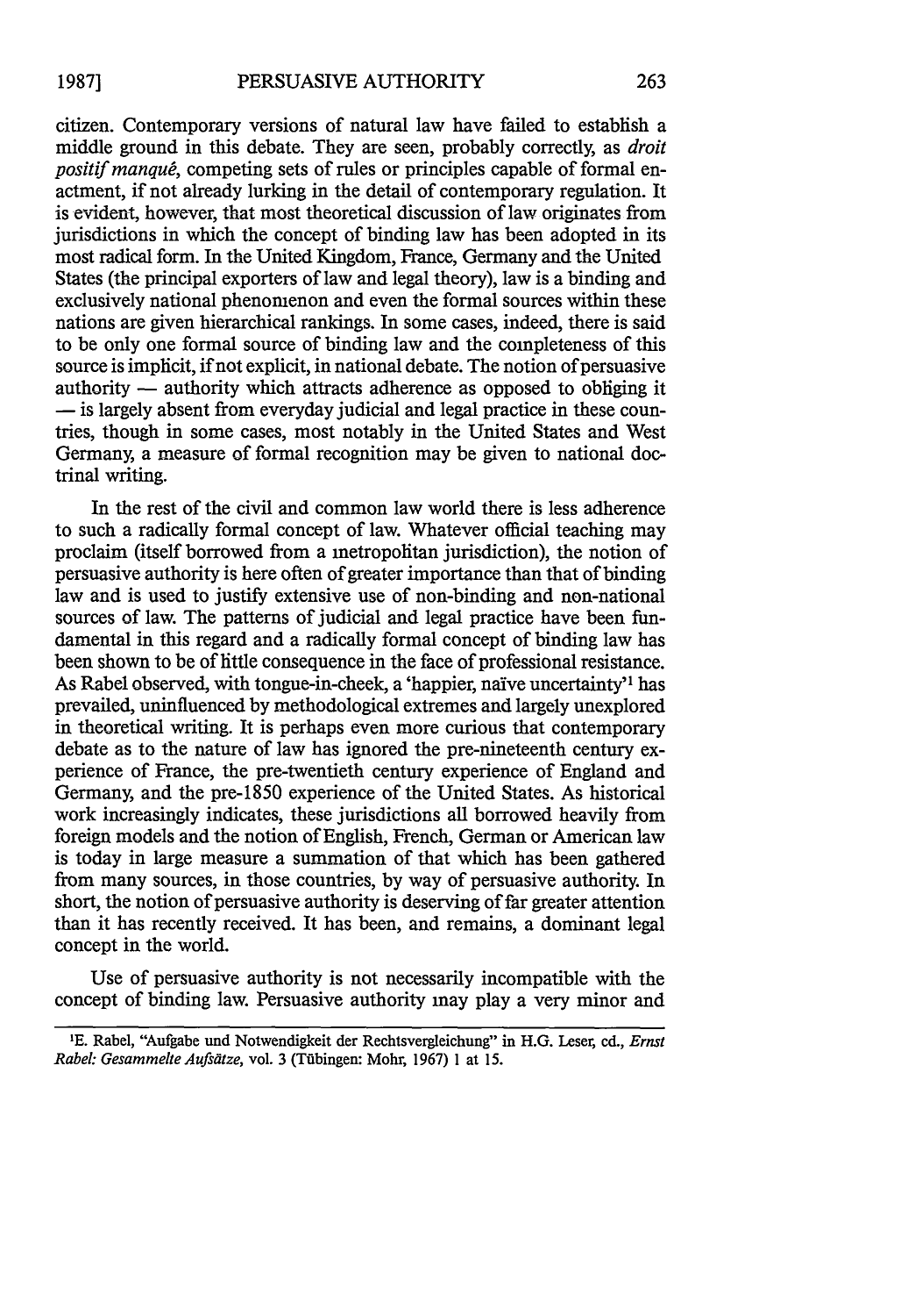citizen. Contemporary versions of natural law have failed to establish a middle ground in this debate. They are seen, probably correctly, as *droit positif manqué*, competing sets of rules or principles capable of formal enactment, if not already lurking in the detail of contemporary regulation. It is evident, however, that most theoretical discussion of law originates from jurisdictions in which the concept of binding law has been adopted in its most radical form. In the United Kingdom, France, Germany and the United States (the principal exporters of law and legal theory), law is a binding and exclusively national phenomenon and even the formal sources within these nations are given hierarchical rankings. In some cases, indeed, there is said to be only one formal source of binding law and the completeness of this source is implicit, if not explicit, in national debate. The notion of persuasive authority — authority which attracts adherence as opposed to obliging it — is largely absent from everyday judicial and legal practice in these countries, though in some cases, most notably in the United States and West Germany, a measure of formal recognition may be given to national doctrinal writing.

In the rest of the civil and common law world there is less adherence to such a radically formal concept of law. Whatever official teaching may proclaim (itself borrowed from a metropolitan jurisdiction), the notion of persuasive authority is here often of greater importance than that of binding law and is used to justify extensive use of non-binding and non-national sources of law. The patterns of judicial and legal practice have been fundamental in this regard and a radically formal concept of binding law has been shown to be of little consequence in the face of professional resistance. As Rabel observed, with tongue-in-cheek, a 'happier, naïve uncertainty'[1] has prevailed, uninfluenced by methodological extremes and largely unexplored in theoretical writing. It is perhaps even more curious that contemporary debate as to the nature of law has ignored the pre-nineteenth century experience of France, the pre-twentieth century experience of England and Germany, and the pre-1850 experience of the United States. As historical work increasingly indicates, these jurisdictions all borrowed heavily from foreign models and the notion of English, French, German or American law is today in large measure a summation of that which has been gathered from many sources, in those countries, by way of persuasive authority. In short, the notion of persuasive authority is deserving of far greater attention than it has recently received. It has been, and remains, a dominant legal concept in the world.

Use of persuasive authority is not necessarily incompatible with the concept of binding law. Persuasive authority may play a very minor and

---

[1] E. Rabel, "Aufgabe und Notwendigkeit der Rechtsvergleichung" in H.G. Leser, ed., *Ernst Rabel: Gesammelte Aufsätze*, vol. 3 (Tübingen: Mohr, 1967) 1 at 15.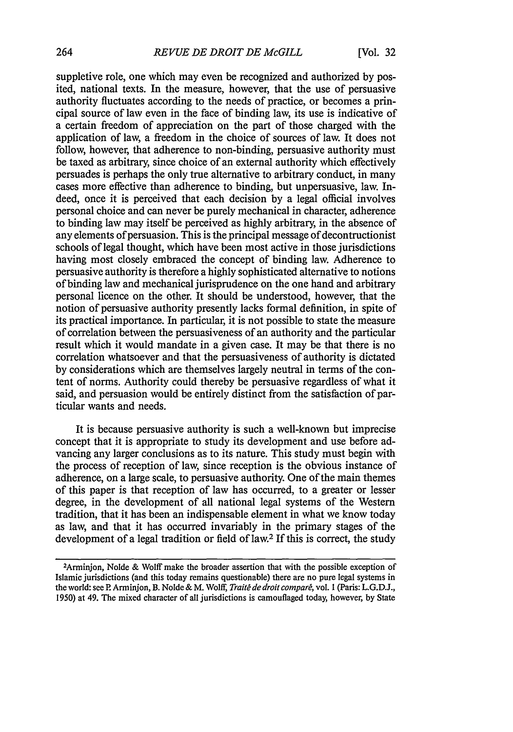suppletive role, one which may even be recognized and authorized by posited, national texts. In the measure, however, that the use of persuasive authority fluctuates according to the needs of practice, or becomes a principal source of law even in the face of binding law, its use is indicative of a certain freedom of appreciation on the part of those charged with the application of law, a freedom in the choice of sources of law. It does not follow, however, that adherence to non-binding, persuasive authority must be taxed as arbitrary, since choice of an external authority which effectively persuades is perhaps the only true alternative to arbitrary conduct, in many cases more effective than adherence to binding, but unpersuasive, law. Indeed, once it is perceived that each decision by a legal official involves personal choice and can never be purely mechanical in character, adherence to binding law may itself be perceived as highly arbitrary, in the absence of any elements of persuasion. This is the principal message of decontructionist schools of legal thought, which have been most active in those jurisdictions having most closely embraced the concept of binding law. Adherence to persuasive authority is therefore a highly sophisticated alternative to notions of binding law and mechanical jurisprudence on the one hand and arbitrary personal licence on the other. It should be understood, however, that the notion of persuasive authority presently lacks formal definition, in spite of its practical importance. In particular, it is not possible to state the measure of correlation between the persuasiveness of an authority and the particular result which it would mandate in a given case. It may be that there is no correlation whatsoever and that the persuasiveness of authority is dictated by considerations which are themselves largely neutral in terms of the content of norms. Authority could thereby be persuasive regardless of what it said, and persuasion would be entirely distinct from the satisfaction of particular wants and needs.

It is because persuasive authority is such a well-known but imprecise concept that it is appropriate to study its development and use before advancing any larger conclusions as to its nature. This study must begin with the process of reception of law, since reception is the obvious instance of adherence, on a large scale, to persuasive authority. One of the main themes of this paper is that reception of law has occurred, to a greater or lesser degree, in the development of all national legal systems of the Western tradition, that it has been an indispensable element in what we know today as law, and that it has occurred invariably in the primary stages of the development of a legal tradition or field of law.[2] If this is correct, the study

---

[2]Arminjon, Nolde & Wolff make the broader assertion that with the possible exception of Islamic jurisdictions (and this today remains questionable) there are no pure legal systems in the world: see P. Arminjon, B. Nolde & M. Wolff, *Traité de droit comparé*, vol. 1 (Paris: L.G.D.J., 1950) at 49. The mixed character of all jurisdictions is camouflaged today, however, by State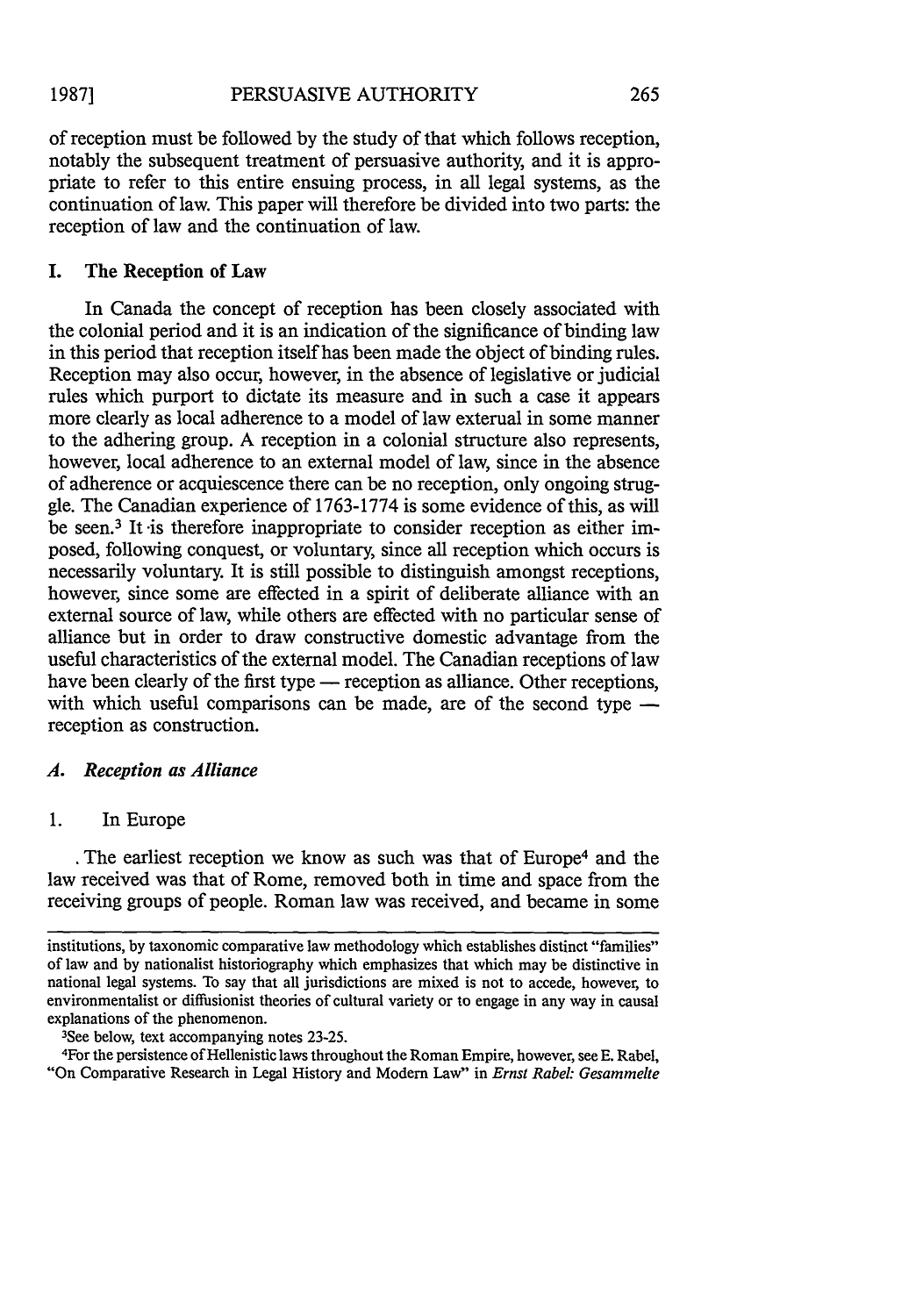of reception must be followed by the study of that which follows reception, notably the subsequent treatment of persuasive authority, and it is appropriate to refer to this entire ensuing process, in all legal systems, as the continuation of law. This paper will therefore be divided into two parts: the reception of law and the continuation of law.

## I. The Reception of Law

In Canada the concept of reception has been closely associated with the colonial period and it is an indication of the significance of binding law in this period that reception itself has been made the object of binding rules. Reception may also occur, however, in the absence of legislative or judicial rules which purport to dictate its measure and in such a case it appears more clearly as local adherence to a model of law exterual in some manner to the adhering group. A reception in a colonial structure also represents, however, local adherence to an external model of law, since in the absence of adherence or acquiescence there can be no reception, only ongoing struggle. The Canadian experience of 1763-1774 is some evidence of this, as will be seen.[3] It is therefore inappropriate to consider reception as either imposed, following conquest, or voluntary, since all reception which occurs is necessarily voluntary. It is still possible to distinguish amongst receptions, however, since some are effected in a spirit of deliberate alliance with an external source of law, while others are effected with no particular sense of alliance but in order to draw constructive domestic advantage from the useful characteristics of the external model. The Canadian receptions of law have been clearly of the first type — reception as alliance. Other receptions, with which useful comparisons can be made, are of the second type — reception as construction.

### *A. Reception as Alliance*

#### 1. In Europe

The earliest reception we know as such was that of Europe[4] and the law received was that of Rome, removed both in time and space from the receiving groups of people. Roman law was received, and became in some

---

institutions, by taxonomic comparative law methodology which establishes distinct "families" of law and by nationalist historiography which emphasizes that which may be distinctive in national legal systems. To say that all jurisdictions are mixed is not to accede, however, to environmentalist or diffusionist theories of cultural variety or to engage in any way in causal explanations of the phenomenon.

[3]See below, text accompanying notes 23-25.

[4]For the persistence of Hellenistic laws throughout the Roman Empire, however, see E. Rabel, "On Comparative Research in Legal History and Modern Law" in *Ernst Rabel: Gesammelte*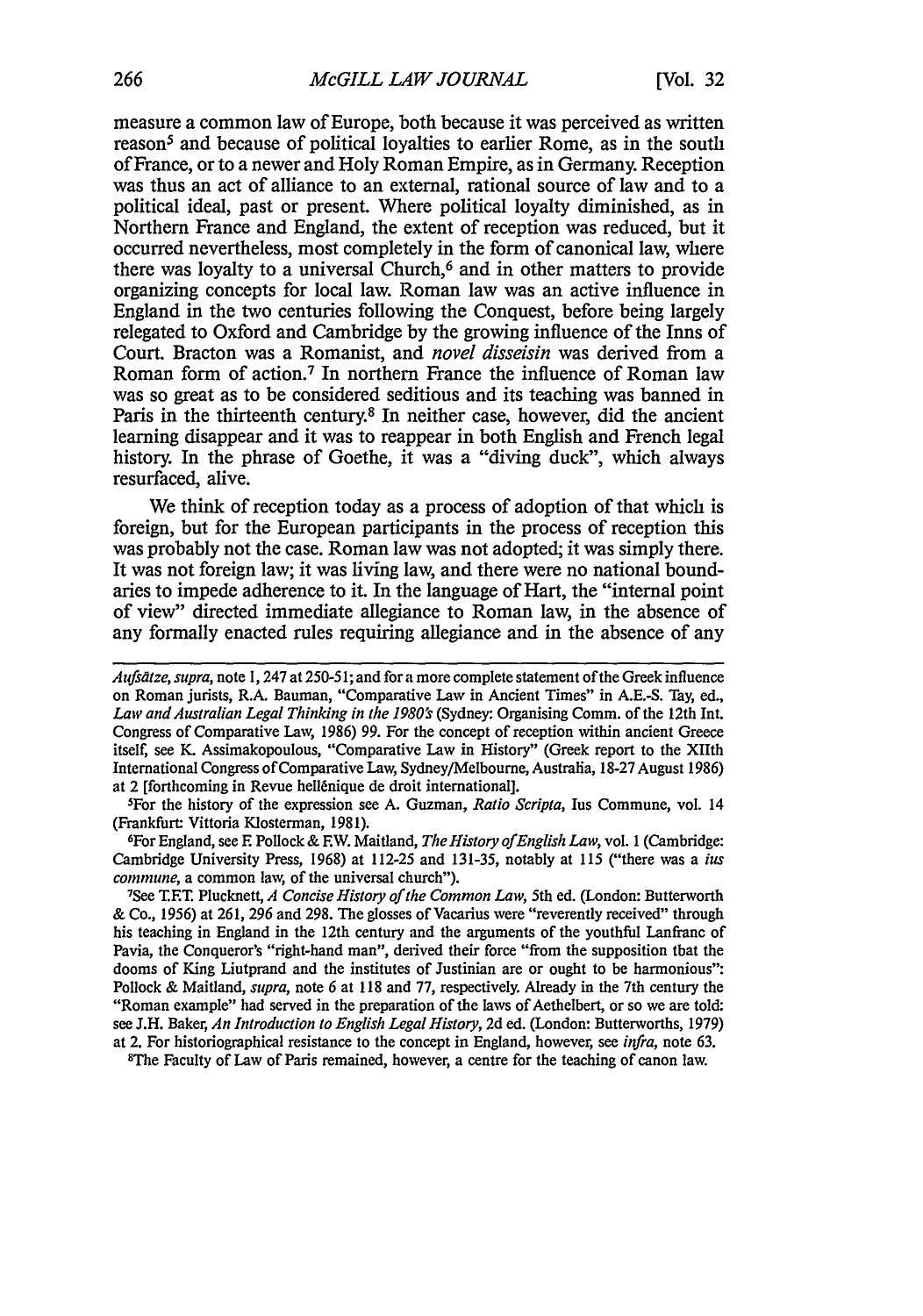measure a common law of Europe, both because it was perceived as written reason[5] and because of political loyalties to earlier Rome, as in the south of France, or to a newer and Holy Roman Empire, as in Germany. Reception was thus an act of alliance to an external, rational source of law and to a political ideal, past or present. Where political loyalty diminished, as in Northern France and England, the extent of reception was reduced, but it occurred nevertheless, most completely in the form of canonical law, where there was loyalty to a universal Church,[6] and in other matters to provide organizing concepts for local law. Roman law was an active influence in England in the two centuries following the Conquest, before being largely relegated to Oxford and Cambridge by the growing influence of the Inns of Court. Bracton was a Romanist, and *novel disseisin* was derived from a Roman form of action.[7] In northern France the influence of Roman law was so great as to be considered seditious and its teaching was banned in Paris in the thirteenth century.[8] In neither case, however, did the ancient learning disappear and it was to reappear in both English and French legal history. In the phrase of Goethe, it was a "diving duck", which always resurfaced, alive.

We think of reception today as a process of adoption of that which is foreign, but for the European participants in the process of reception this was probably not the case. Roman law was not adopted; it was simply there. It was not foreign law; it was living law, and there were no national boundaries to impede adherence to it. In the language of Hart, the "internal point of view" directed immediate allegiance to Roman law, in the absence of any formally enacted rules requiring allegiance and in the absence of any

---

*Aufsätze*, *supra*, note 1, 247 at 250-51; and for a more complete statement of the Greek influence on Roman jurists, R.A. Bauman, "Comparative Law in Ancient Times" in A.E.-S. Tay, ed., *Law and Australian Legal Thinking in the 1980's* (Sydney: Organising Comm. of the 12th Int. Congress of Comparative Law, 1986) 99. For the concept of reception within ancient Greece itself, see K. Assimakopoulous, "Comparative Law in History" (Greek report to the XIIth International Congress of Comparative Law, Sydney/Melbourne, Australia, 18-27 August 1986) at 2 [forthcoming in Revue hellénique de droit international].

[5] For the history of the expression see A. Guzman, *Ratio Scripta*, Ius Commune, vol. 14 (Frankfurt: Vittoria Klosterman, 1981).

[6] For England, see F. Pollock & F.W. Maitland, *The History of English Law*, vol. 1 (Cambridge: Cambridge University Press, 1968) at 112-25 and 131-35, notably at 115 ("there was a *ius commune*, a common law, of the universal church").

[7] See T.F.T. Plucknett, *A Concise History of the Common Law*, 5th ed. (London: Butterworth & Co., 1956) at 261, 296 and 298. The glosses of Vacarius were "reverently received" through his teaching in England in the 12th century and the arguments of the youthful Lanfranc of Pavia, the Conqueror's "right-hand man", derived their force "from the supposition that the dooms of King Liutprand and the institutes of Justinian are or ought to be harmonious": Pollock & Maitland, *supra*, note 6 at 118 and 77, respectively. Already in the 7th century the "Roman example" had served in the preparation of the laws of Aethelbert, or so we are told: see J.H. Baker, *An Introduction to English Legal History*, 2d ed. (London: Butterworths, 1979) at 2. For historiographical resistance to the concept in England, however, see *infra*, note 63.

[8] The Faculty of Law of Paris remained, however, a centre for the teaching of canon law.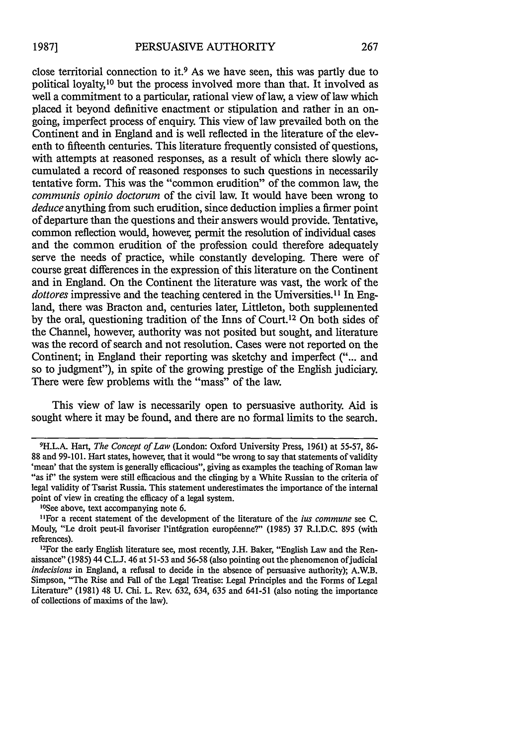close territorial connection to it.[9] As we have seen, this was partly due to political loyalty,[10] but the process involved more than that. It involved as well a commitment to a particular, rational view of law, a view of law which placed it beyond definitive enactment or stipulation and rather in an ongoing, imperfect process of enquiry. This view of law prevailed both on the Continent and in England and is well reflected in the literature of the eleventh to fifteenth centuries. This literature frequently consisted of questions, with attempts at reasoned responses, as a result of which there slowly accumulated a record of reasoned responses to such questions in necessarily tentative form. This was the "common erudition" of the common law, the *communis opinio doctorum* of the civil law. It would have been wrong to *deduce* anything from such erudition, since deduction implies a firmer point of departure than the questions and their answers would provide. Tentative, common reflection would, however, permit the resolution of individual cases and the common erudition of the profession could therefore adequately serve the needs of practice, while constantly developing. There were of course great differences in the expression of this literature on the Continent and in England. On the Continent the literature was vast, the work of the *dottores* impressive and the teaching centered in the Universities.[11] In England, there was Bracton and, centuries later, Littleton, both supplemented by the oral, questioning tradition of the Inns of Court.[12] On both sides of the Channel, however, authority was not posited but sought, and literature was the record of search and not resolution. Cases were not reported on the Continent; in England their reporting was sketchy and imperfect ("... and so to judgment"), in spite of the growing prestige of the English judiciary. There were few problems with the "mass" of the law.

This view of law is necessarily open to persuasive authority. Aid is sought where it may be found, and there are no formal limits to the search.

---

[9] H.L.A. Hart, *The Concept of Law* (London: Oxford University Press, 1961) at 55-57, 86-88 and 99-101. Hart states, however, that it would "be wrong to say that statements of validity 'mean' that the system is generally efficacious", giving as examples the teaching of Roman law "as if" the system were still efficacious and the clinging by a White Russian to the criteria of legal validity of Tsarist Russia. This statement underestimates the importance of the internal point of view in creating the efficacy of a legal system.

[10] See above, text accompanying note 6.

[11] For a recent statement of the development of the literature of the *ius commune* see C. Mouly, "Le droit peut-il favoriser l'intégration européenne?" (1985) 37 R.I.D.C. 895 (with references).

[12] For the early English literature see, most recently, J.H. Baker, "English Law and the Renaissance" (1985) 44 C.L.J. 46 at 51-53 and 56-58 (also pointing out the phenomenon of judicial *indecisions* in England, a refusal to decide in the absence of persuasive authority); A.W.B. Simpson, "The Rise and Fall of the Legal Treatise: Legal Principles and the Forms of Legal Literature" (1981) 48 U. Chi. L. Rev. 632, 634, 635 and 641-51 (also noting the importance of collections of maxims of the law).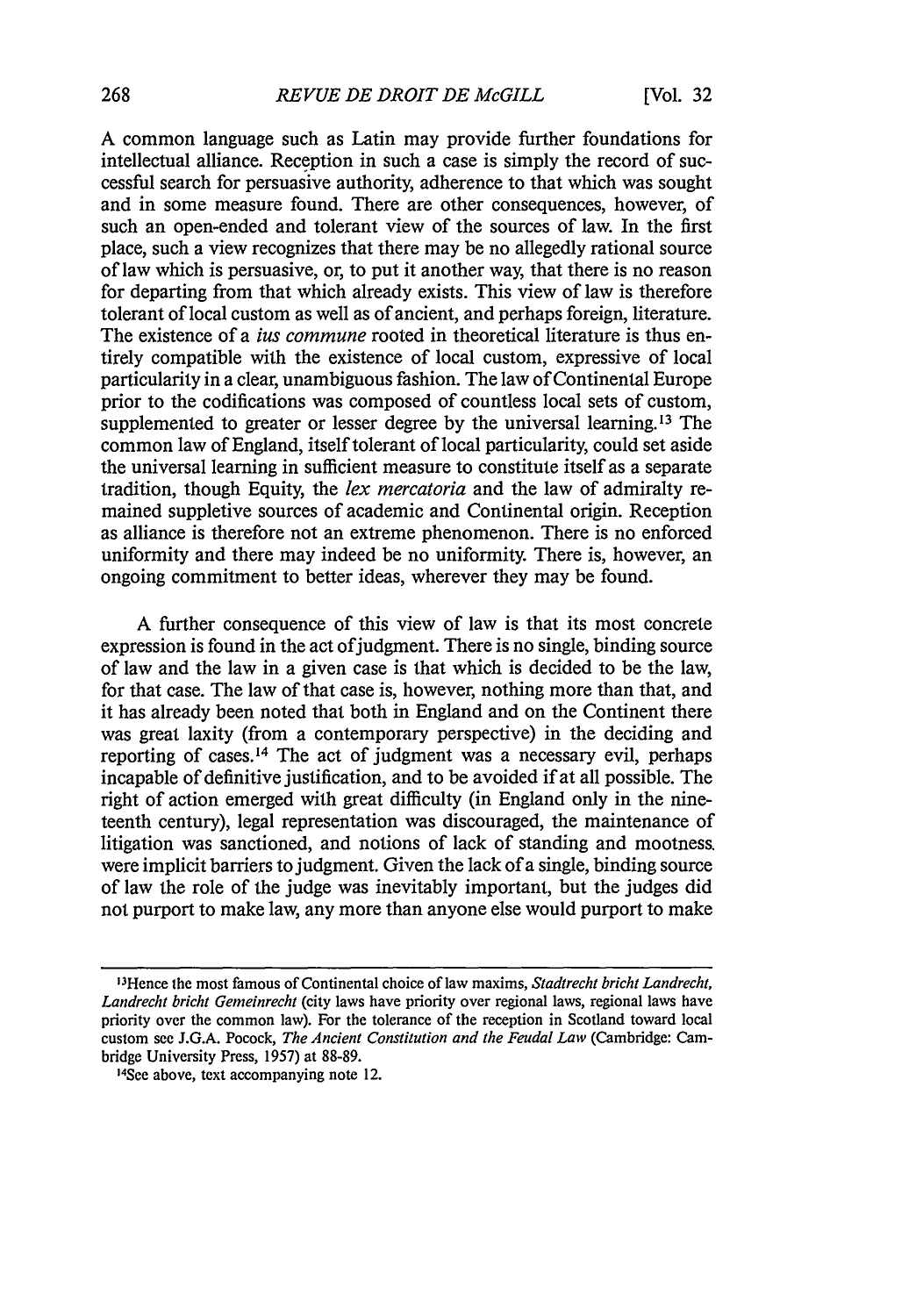A common language such as Latin may provide further foundations for intellectual alliance. Reception in such a case is simply the record of successful search for persuasive authority, adherence to that which was sought and in some measure found. There are other consequences, however, of such an open-ended and tolerant view of the sources of law. In the first place, such a view recognizes that there may be no allegedly rational source of law which is persuasive, or, to put it another way, that there is no reason for departing from that which already exists. This view of law is therefore tolerant of local custom as well as of ancient, and perhaps foreign, literature. The existence of a *ius commune* rooted in theoretical literature is thus entirely compatible with the existence of local custom, expressive of local particularity in a clear, unambiguous fashion. The law of Continental Europe prior to the codifications was composed of countless local sets of custom, supplemented to greater or lesser degree by the universal learning.[13] The common law of England, itself tolerant of local particularity, could set aside the universal learning in sufficient measure to constitute itself as a separate tradition, though Equity, the *lex mercatoria* and the law of admiralty remained suppletive sources of academic and Continental origin. Reception as alliance is therefore not an extreme phenomenon. There is no enforced uniformity and there may indeed be no uniformity. There is, however, an ongoing commitment to better ideas, wherever they may be found.

A further consequence of this view of law is that its most concrete expression is found in the act of judgment. There is no single, binding source of law and the law in a given case is that which is decided to be the law, for that case. The law of that case is, however, nothing more than that, and it has already been noted that both in England and on the Continent there was great laxity (from a contemporary perspective) in the deciding and reporting of cases.[14] The act of judgment was a necessary evil, perhaps incapable of definitive justification, and to be avoided if at all possible. The right of action emerged with great difficulty (in England only in the nineteenth century), legal representation was discouraged, the maintenance of litigation was sanctioned, and notions of lack of standing and mootness were implicit barriers to judgment. Given the lack of a single, binding source of law the role of the judge was inevitably important, but the judges did not purport to make law, any more than anyone else would purport to make

---

[13] Hence the most famous of Continental choice of law maxims, *Stadtrecht bricht Landrecht, Landrecht bricht Gemeinrecht* (city laws have priority over regional laws, regional laws have priority over the common law). For the tolerance of the reception in Scotland toward local custom see J.G.A. Pocock, *The Ancient Constitution and the Feudal Law* (Cambridge: Cambridge University Press, 1957) at 88-89.

[14] See above, text accompanying note 12.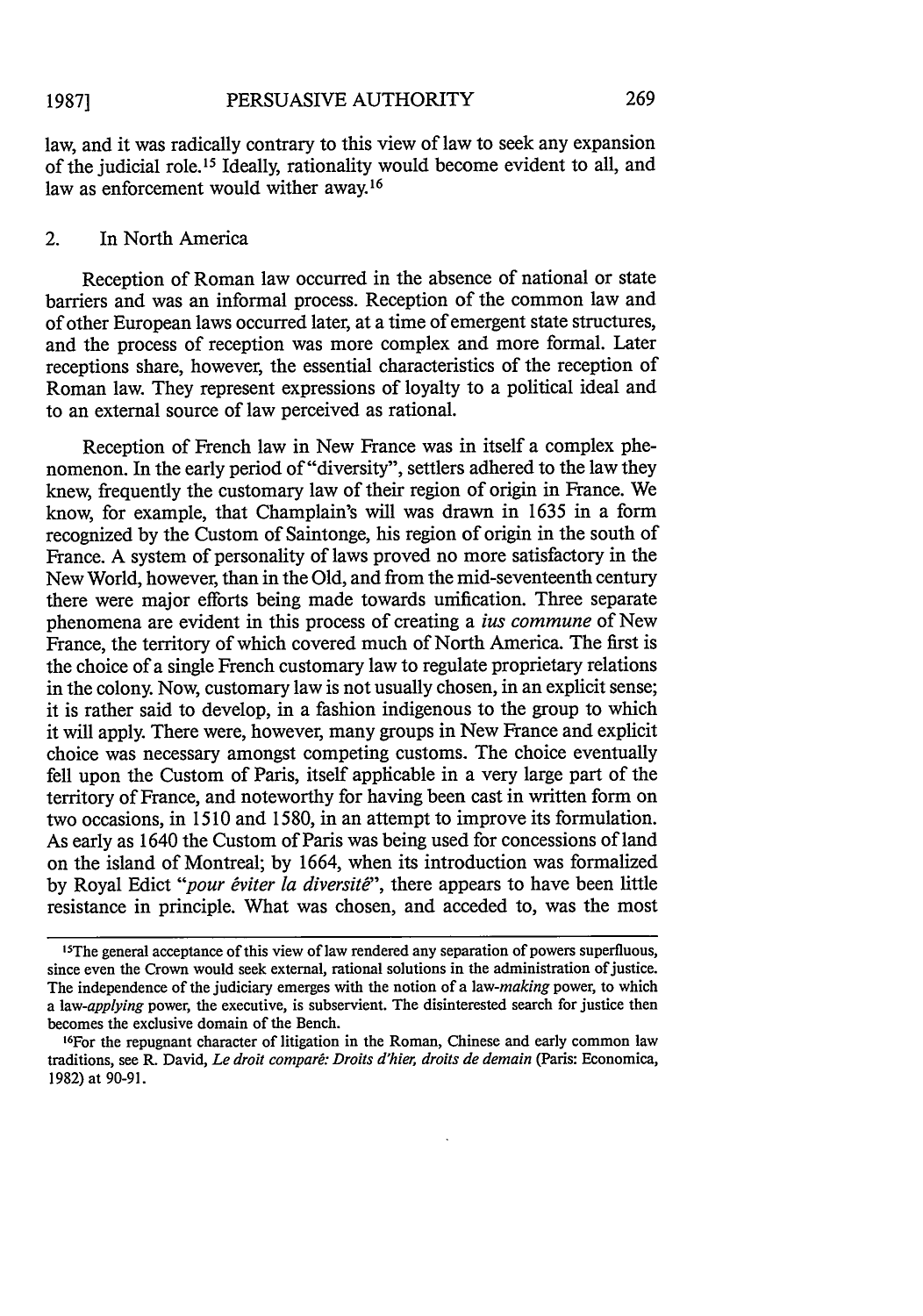law, and it was radically contrary to this view of law to seek any expansion of the judicial role.[15] Ideally, rationality would become evident to all, and law as enforcement would wither away.[16]

## 2. In North America

Reception of Roman law occurred in the absence of national or state barriers and was an informal process. Reception of the common law and of other European laws occurred later, at a time of emergent state structures, and the process of reception was more complex and more formal. Later receptions share, however, the essential characteristics of the reception of Roman law. They represent expressions of loyalty to a political ideal and to an external source of law perceived as rational.

Reception of French law in New France was in itself a complex phenomenon. In the early period of "diversity", settlers adhered to the law they knew, frequently the customary law of their region of origin in France. We know, for example, that Champlain's will was drawn in 1635 in a form recognized by the Custom of Saintonge, his region of origin in the south of France. A system of personality of laws proved no more satisfactory in the New World, however, than in the Old, and from the mid-seventeenth century there were major efforts being made towards unification. Three separate phenomena are evident in this process of creating a *ius commune* of New France, the territory of which covered much of North America. The first is the choice of a single French customary law to regulate proprietary relations in the colony. Now, customary law is not usually chosen, in an explicit sense; it is rather said to develop, in a fashion indigenous to the group to which it will apply. There were, however, many groups in New France and explicit choice was necessary amongst competing customs. The choice eventually fell upon the Custom of Paris, itself applicable in a very large part of the territory of France, and noteworthy for having been cast in written form on two occasions, in 1510 and 1580, in an attempt to improve its formulation. As early as 1640 the Custom of Paris was being used for concessions of land on the island of Montreal; by 1664, when its introduction was formalized by Royal Edict *"pour éviter la diversité"*, there appears to have been little resistance in principle. What was chosen, and acceded to, was the most

---

[15] The general acceptance of this view of law rendered any separation of powers superfluous, since even the Crown would seek external, rational solutions in the administration of justice. The independence of the judiciary emerges with the notion of a law-*making* power, to which a law-*applying* power, the executive, is subservient. The disinterested search for justice then becomes the exclusive domain of the Bench.

[16] For the repugnant character of litigation in the Roman, Chinese and early common law traditions, see R. David, *Le droit comparé: Droits d'hier, droits de demain* (Paris: Economica, 1982) at 90-91.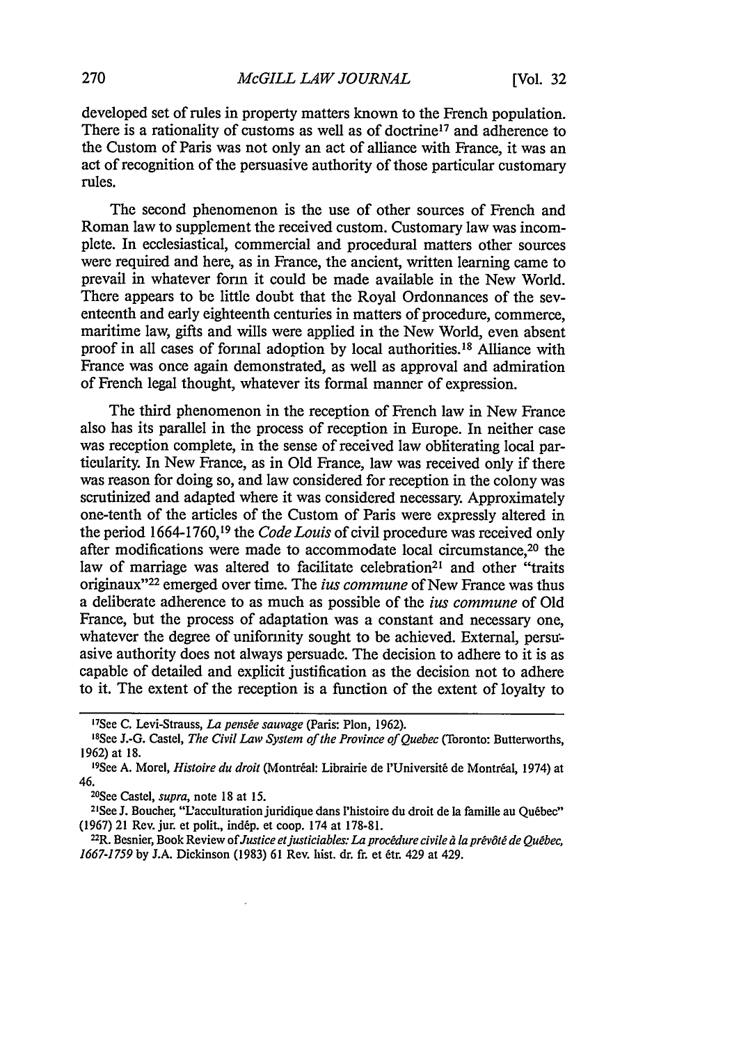developed set of rules in property matters known to the French population. There is a rationality of customs as well as of doctrine[17] and adherence to the Custom of Paris was not only an act of alliance with France, it was an act of recognition of the persuasive authority of those particular customary rules.

The second phenomenon is the use of other sources of French and Roman law to supplement the received custom. Customary law was incomplete. In ecclesiastical, commercial and procedural matters other sources were required and here, as in France, the ancient, written learning came to prevail in whatever form it could be made available in the New World. There appears to be little doubt that the Royal Ordonnances of the seventeenth and early eighteenth centuries in matters of procedure, commerce, maritime law, gifts and wills were applied in the New World, even absent proof in all cases of formal adoption by local authorities.[18] Alliance with France was once again demonstrated, as well as approval and admiration of French legal thought, whatever its formal manner of expression.

The third phenomenon in the reception of French law in New France also has its parallel in the process of reception in Europe. In neither case was reception complete, in the sense of received law obliterating local particularity. In New France, as in Old France, law was received only if there was reason for doing so, and law considered for reception in the colony was scrutinized and adapted where it was considered necessary. Approximately one-tenth of the articles of the Custom of Paris were expressly altered in the period 1664-1760,[19] the *Code Louis* of civil procedure was received only after modifications were made to accommodate local circumstance,[20] the law of marriage was altered to facilitate celebration[21] and other "traits originaux"[22] emerged over time. The *ius commune* of New France was thus a deliberate adherence to as much as possible of the *ius commune* of Old France, but the process of adaptation was a constant and necessary one, whatever the degree of uniformity sought to be achieved. External, persuasive authority does not always persuade. The decision to adhere to it is as capable of detailed and explicit justification as the decision not to adhere to it. The extent of the reception is a function of the extent of loyalty to

---

[17]See C. Levi-Strauss, *La pensée sauvage* (Paris: Plon, 1962).

[18]See J.-G. Castel, *The Civil Law System of the Province of Quebec* (Toronto: Butterworths, 1962) at 18.

[19]See A. Morel, *Histoire du droit* (Montréal: Librairie de l'Université de Montréal, 1974) at 46.

[20]See Castel, *supra*, note 18 at 15.

[21]See J. Boucher, "L'acculturation juridique dans l'histoire du droit de la famille au Québec" (1967) 21 Rev. jur. et polit., indép. et coop. 174 at 178-81.

[22]R. Besnier, Book Review of *Justice et justiciables: La procédure civile à la prévôté de Québec, 1667-1759* by J.A. Dickinson (1983) 61 Rev. hist. dr. fr. et étr. 429 at 429.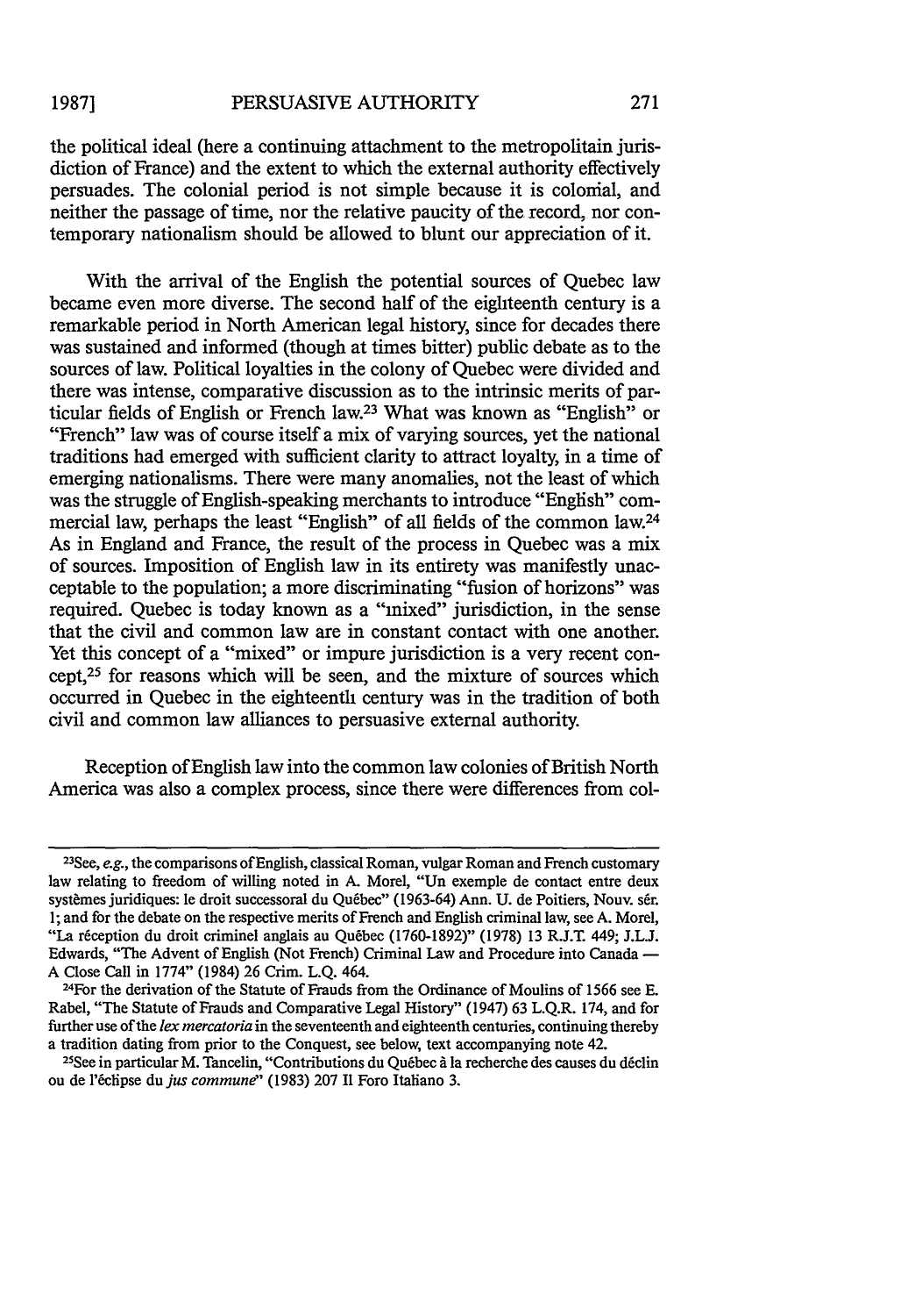the political ideal (here a continuing attachment to the metropolitain jurisdiction of France) and the extent to which the external authority effectively persuades. The colonial period is not simple because it is colonial, and neither the passage of time, nor the relative paucity of the record, nor contemporary nationalism should be allowed to blunt our appreciation of it.

With the arrival of the English the potential sources of Quebec law became even more diverse. The second half of the eighteenth century is a remarkable period in North American legal history, since for decades there was sustained and informed (though at times bitter) public debate as to the sources of law. Political loyalties in the colony of Quebec were divided and there was intense, comparative discussion as to the intrinsic merits of particular fields of English or French law.[23] What was known as "English" or "French" law was of course itself a mix of varying sources, yet the national traditions had emerged with sufficient clarity to attract loyalty, in a time of emerging nationalisms. There were many anomalies, not the least of which was the struggle of English-speaking merchants to introduce "English" commercial law, perhaps the least "English" of all fields of the common law.[24] As in England and France, the result of the process in Quebec was a mix of sources. Imposition of English law in its entirety was manifestly unacceptable to the population; a more discriminating "fusion of horizons" was required. Quebec is today known as a "mixed" jurisdiction, in the sense that the civil and common law are in constant contact with one another. Yet this concept of a "mixed" or impure jurisdiction is a very recent concept,[25] for reasons which will be seen, and the mixture of sources which occurred in Quebec in the eighteenth century was in the tradition of both civil and common law alliances to persuasive external authority.

Reception of English law into the common law colonies of British North America was also a complex process, since there were differences from col-

---

[23]See, *e.g.*, the comparisons of English, classical Roman, vulgar Roman and French customary law relating to freedom of willing noted in A. Morel, "Un exemple de contact entre deux systèmes juridiques: le droit successoral du Québec" (1963-64) Ann. U. de Poitiers, Nouv. sér. 1; and for the debate on the respective merits of French and English criminal law, see A. Morel, "La réception du droit criminel anglais au Québec (1760-1892)" (1978) 13 R.J.T. 449; J.L.J. Edwards, "The Advent of English (Not French) Criminal Law and Procedure into Canada — A Close Call in 1774" (1984) 26 Crim. L.Q. 464.

[24]For the derivation of the Statute of Frauds from the Ordinance of Moulins of 1566 see E. Rabel, "The Statute of Frauds and Comparative Legal History" (1947) 63 L.Q.R. 174, and for further use of the *lex mercatoria* in the seventeenth and eighteenth centuries, continuing thereby a tradition dating from prior to the Conquest, see below, text accompanying note 42.

[25]See in particular M. Tancelin, "Contributions du Québec à la recherche des causes du déclin ou de l'éclipse du *jus commune*" (1983) 207 Il Foro Italiano 3.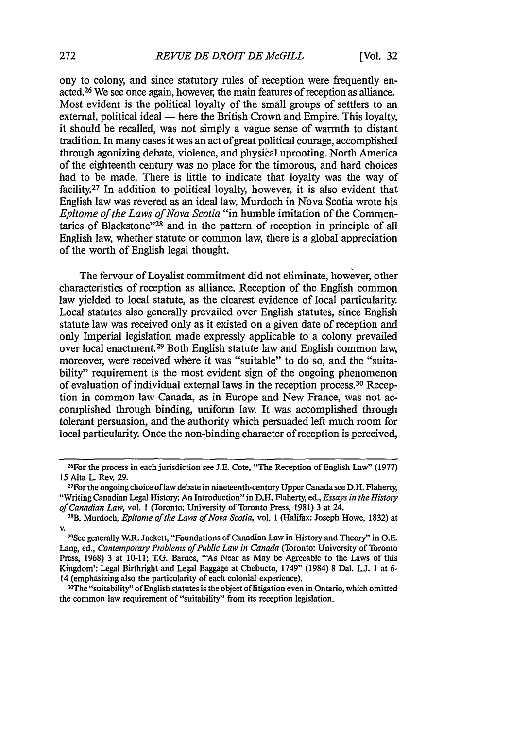ony to colony, and since statutory rules of reception were frequently enacted.[26] We see once again, however, the main features of reception as alliance. Most evident is the political loyalty of the small groups of settlers to an external, political ideal — here the British Crown and Empire. This loyalty, it should be recalled, was not simply a vague sense of warmth to distant tradition. In many cases it was an act of great political courage, accomplished through agonizing debate, violence, and physical uprooting. North America of the eighteenth century was no place for the timorous, and hard choices had to be made. There is little to indicate that loyalty was the way of facility.[27] In addition to political loyalty, however, it is also evident that English law was revered as an ideal law. Murdoch in Nova Scotia wrote his *Epitome of the Laws of Nova Scotia* "in humble imitation of the Commentaries of Blackstone"[28] and in the pattern of reception in principle of all English law, whether statute or common law, there is a global appreciation of the worth of English legal thought.

The fervour of Loyalist commitment did not eliminate, however, other characteristics of reception as alliance. Reception of the English common law yielded to local statute, as the clearest evidence of local particularity. Local statutes also generally prevailed over English statutes, since English statute law was received only as it existed on a given date of reception and only Imperial legislation made expressly applicable to a colony prevailed over local enactment.[29] Both English statute law and English common law, moreover, were received where it was "suitable" to do so, and the "suitability" requirement is the most evident sign of the ongoing phenomenon of evaluation of individual external laws in the reception process.[30] Reception in common law Canada, as in Europe and New France, was not accomplished through binding, uniform law. It was accomplished through tolerant persuasion, and the authority which persuaded left much room for local particularity. Once the non-binding character of reception is perceived,

---

[26] For the process in each jurisdiction see J.E. Cote, "The Reception of English Law" (1977) 15 Alta L. Rev. 29.

[27] For the ongoing choice of law debate in nineteenth-century Upper Canada see D.H. Flaherty, "Writing Canadian Legal History: An Introduction" in D.H. Flaherty, ed., *Essays in the History of Canadian Law*, vol. 1 (Toronto: University of Toronto Press, 1981) 3 at 24.

[28] B. Murdoch, *Epitome of the Laws of Nova Scotia*, vol. 1 (Halifax: Joseph Howe, 1832) at v.

[29] See generally W.R. Jackett, "Foundations of Canadian Law in History and Theory" in O.E. Lang, ed., *Contemporary Problems of Public Law in Canada* (Toronto: University of Toronto Press, 1968) 3 at 10-11; T.G. Barnes, "'As Near as May be Agreeable to the Laws of this Kingdom': Legal Birthright and Legal Baggage at Chebucto, 1749" (1984) 8 Dal. L.J. 1 at 6-14 (emphasizing also the particularity of each colonial experience).

[30] The "suitability" of English statutes is the object of litigation even in Ontario, which omitted the common law requirement of "suitability" from its reception legislation.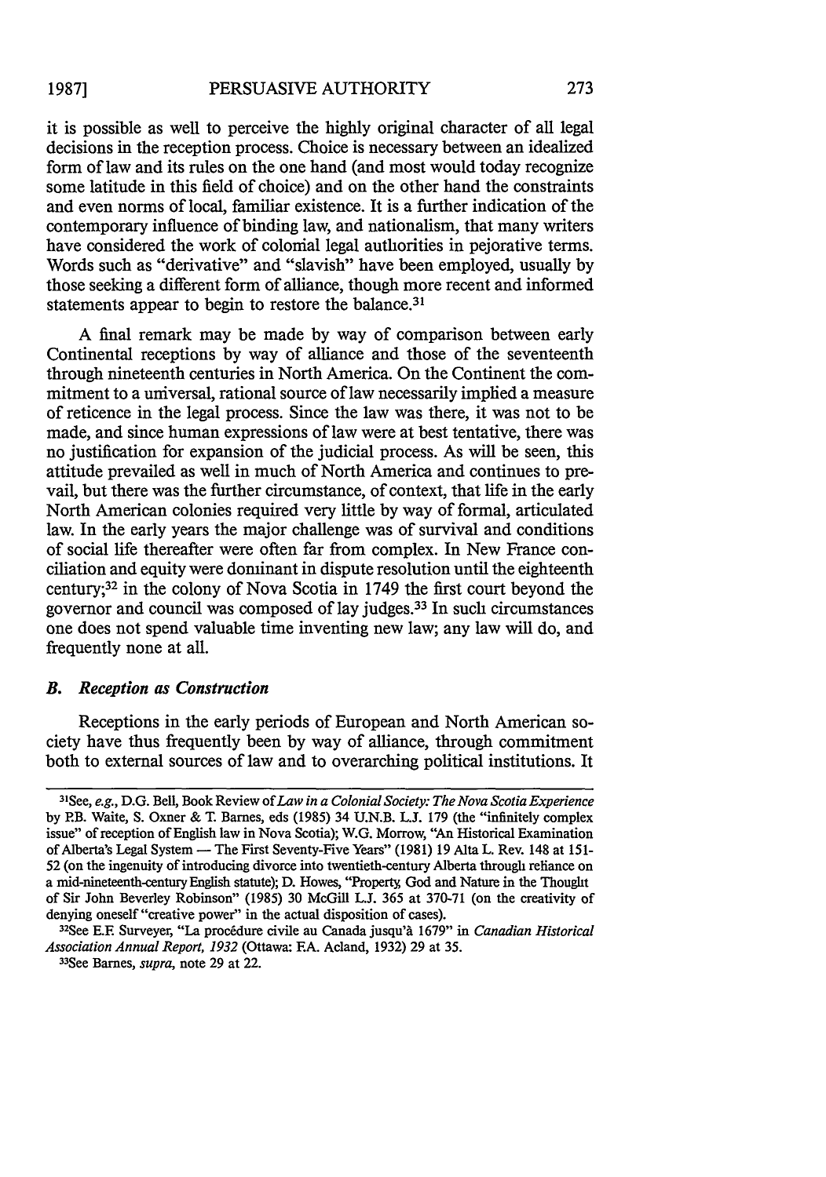it is possible as well to perceive the highly original character of all legal decisions in the reception process. Choice is necessary between an idealized form of law and its rules on the one hand (and most would today recognize some latitude in this field of choice) and on the other hand the constraints and even norms of local, familiar existence. It is a further indication of the contemporary influence of binding law, and nationalism, that many writers have considered the work of colonial legal authorities in pejorative terms. Words such as "derivative" and "slavish" have been employed, usually by those seeking a different form of alliance, though more recent and informed statements appear to begin to restore the balance.[31]

A final remark may be made by way of comparison between early Continental receptions by way of alliance and those of the seventeenth through nineteenth centuries in North America. On the Continent the commitment to a universal, rational source of law necessarily implied a measure of reticence in the legal process. Since the law was there, it was not to be made, and since human expressions of law were at best tentative, there was no justification for expansion of the judicial process. As will be seen, this attitude prevailed as well in much of North America and continues to prevail, but there was the further circumstance, of context, that life in the early North American colonies required very little by way of formal, articulated law. In the early years the major challenge was of survival and conditions of social life thereafter were often far from complex. In New France conciliation and equity were dominant in dispute resolution until the eighteenth century;[32] in the colony of Nova Scotia in 1749 the first court beyond the governor and council was composed of lay judges.[33] In such circumstances one does not spend valuable time inventing new law; any law will do, and frequently none at all.

### *B. Reception as Construction*

Receptions in the early periods of European and North American society have thus frequently been by way of alliance, through commitment both to external sources of law and to overarching political institutions. It

---

[31]See, *e.g.*, D.G. Bell, Book Review of *Law in a Colonial Society: The Nova Scotia Experience* by P.B. Waite, S. Oxner & T. Barnes, eds (1985) 34 U.N.B. L.J. 179 (the "infinitely complex issue" of reception of English law in Nova Scotia); W.G. Morrow, "An Historical Examination of Alberta's Legal System — The First Seventy-Five Years" (1981) 19 Alta L. Rev. 148 at 151-52 (on the ingenuity of introducing divorce into twentieth-century Alberta through reliance on a mid-nineteenth-century English statute); D. Howes, "Property, God and Nature in the Thought of Sir John Beverley Robinson" (1985) 30 McGill L.J. 365 at 370-71 (on the creativity of denying oneself "creative power" in the actual disposition of cases).

[32]See E.F. Surveyer, "La procédure civile au Canada jusqu'à 1679" in *Canadian Historical Association Annual Report, 1932* (Ottawa: F.A. Acland, 1932) 29 at 35.

[33]See Barnes, *supra*, note 29 at 22.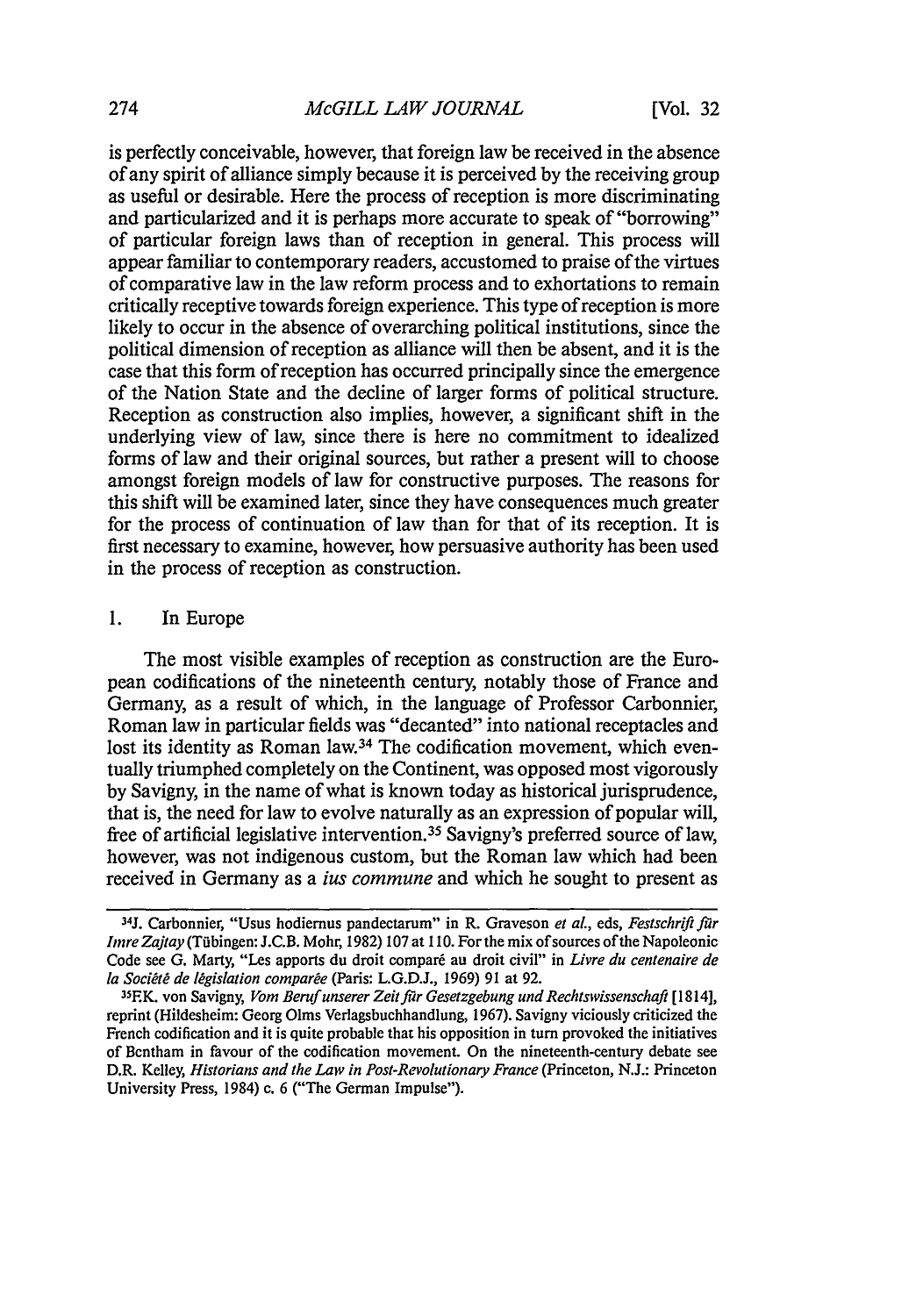is perfectly conceivable, however, that foreign law be received in the absence of any spirit of alliance simply because it is perceived by the receiving group as useful or desirable. Here the process of reception is more discriminating and particularized and it is perhaps more accurate to speak of "borrowing" of particular foreign laws than of reception in general. This process will appear familiar to contemporary readers, accustomed to praise of the virtues of comparative law in the law reform process and to exhortations to remain critically receptive towards foreign experience. This type of reception is more likely to occur in the absence of overarching political institutions, since the political dimension of reception as alliance will then be absent, and it is the case that this form of reception has occurred principally since the emergence of the Nation State and the decline of larger forms of political structure. Reception as construction also implies, however, a significant shift in the underlying view of law, since there is here no commitment to idealized forms of law and their original sources, but rather a present will to choose amongst foreign models of law for constructive purposes. The reasons for this shift will be examined later, since they have consequences much greater for the process of continuation of law than for that of its reception. It is first necessary to examine, however, how persuasive authority has been used in the process of reception as construction.

### 1. In Europe

The most visible examples of reception as construction are the European codifications of the nineteenth century, notably those of France and Germany, as a result of which, in the language of Professor Carbonnier, Roman law in particular fields was "decanted" into national receptacles and lost its identity as Roman law.[34] The codification movement, which eventually triumphed completely on the Continent, was opposed most vigorously by Savigny, in the name of what is known today as historical jurisprudence, that is, the need for law to evolve naturally as an expression of popular will, free of artificial legislative intervention.[35] Savigny's preferred source of law, however, was not indigenous custom, but the Roman law which had been received in Germany as a *ius commune* and which he sought to present as

---

[34] J. Carbonnier, "Usus hodiernus pandectarum" in R. Graveson *et al.*, eds, *Festschrift für Imre Zajtay* (Tübingen: J.C.B. Mohr, 1982) 107 at 110. For the mix of sources of the Napoleonic Code see G. Marty, "Les apports du droit comparé au droit civil" in *Livre du centenaire de la Société de législation comparée* (Paris: L.G.D.J., 1969) 91 at 92.

[35] F.K. von Savigny, *Vom Beruf unserer Zeit für Gesetzgebung und Rechtswissenschaft* [1814], reprint (Hildesheim: Georg Olms Verlagsbuchhandlung, 1967). Savigny viciously criticized the French codification and it is quite probable that his opposition in turn provoked the initiatives of Bentham in favour of the codification movement. On the nineteenth-century debate see D.R. Kelley, *Historians and the Law in Post-Revolutionary France* (Princeton, N.J.: Princeton University Press, 1984) c. 6 ("The German Impulse").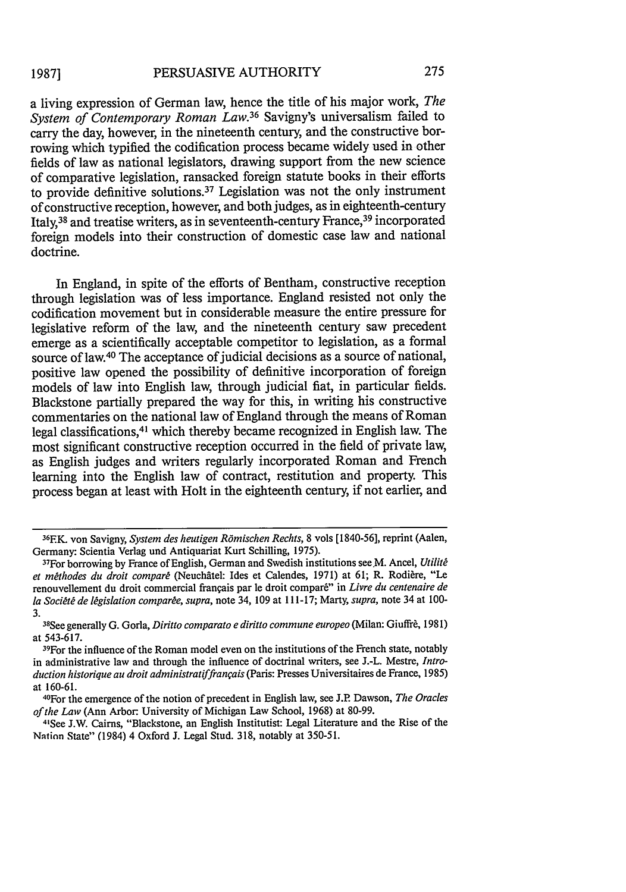a living expression of German law, hence the title of his major work, *The System of Contemporary Roman Law*.[36] Savigny's universalism failed to carry the day, however, in the nineteenth century, and the constructive borrowing which typified the codification process became widely used in other fields of law as national legislators, drawing support from the new science of comparative legislation, ransacked foreign statute books in their efforts to provide definitive solutions.[37] Legislation was not the only instrument of constructive reception, however, and both judges, as in eighteenth-century Italy,[38] and treatise writers, as in seventeenth-century France,[39] incorporated foreign models into their construction of domestic case law and national doctrine.

In England, in spite of the efforts of Bentham, constructive reception through legislation was of less importance. England resisted not only the codification movement but in considerable measure the entire pressure for legislative reform of the law, and the nineteenth century saw precedent emerge as a scientifically acceptable competitor to legislation, as a formal source of law.[40] The acceptance of judicial decisions as a source of national, positive law opened the possibility of definitive incorporation of foreign models of law into English law, through judicial fiat, in particular fields. Blackstone partially prepared the way for this, in writing his constructive commentaries on the national law of England through the means of Roman legal classifications,[41] which thereby became recognized in English law. The most significant constructive reception occurred in the field of private law, as English judges and writers regularly incorporated Roman and French learning into the English law of contract, restitution and property. This process began at least with Holt in the eighteenth century, if not earlier, and

---

[36] F.K. von Savigny, *System des heutigen Römischen Rechts*, 8 vols [1840-56], reprint (Aalen, Germany: Scientia Verlag und Antiquariat Kurt Schilling, 1975).

[37] For borrowing by France of English, German and Swedish institutions see M. Ancel, *Utilité et méthodes du droit comparé* (Neuchâtel: Ides et Calendes, 1971) at 61; R. Rodière, "Le renouvellement du droit commercial français par le droit comparé" in *Livre du centenaire de la Société de législation comparée*, *supra*, note 34, 109 at 111-17; Marty, *supra*, note 34 at 100-3.

[38] See generally G. Gorla, *Diritto comparato e diritto commune europeo* (Milan: Giuffrè, 1981) at 543-617.

[39] For the influence of the Roman model even on the institutions of the French state, notably in administrative law and through the influence of doctrinal writers, see J.-L. Mestre, *Introduction historique au droit administratif français* (Paris: Presses Universitaires de France, 1985) at 160-61.

[40] For the emergence of the notion of precedent in English law, see J.P. Dawson, *The Oracles of the Law* (Ann Arbor: University of Michigan Law School, 1968) at 80-99.

[41] See J.W. Cairns, "Blackstone, an English Institutist: Legal Literature and the Rise of the Nation State" (1984) 4 Oxford J. Legal Stud. 318, notably at 350-51.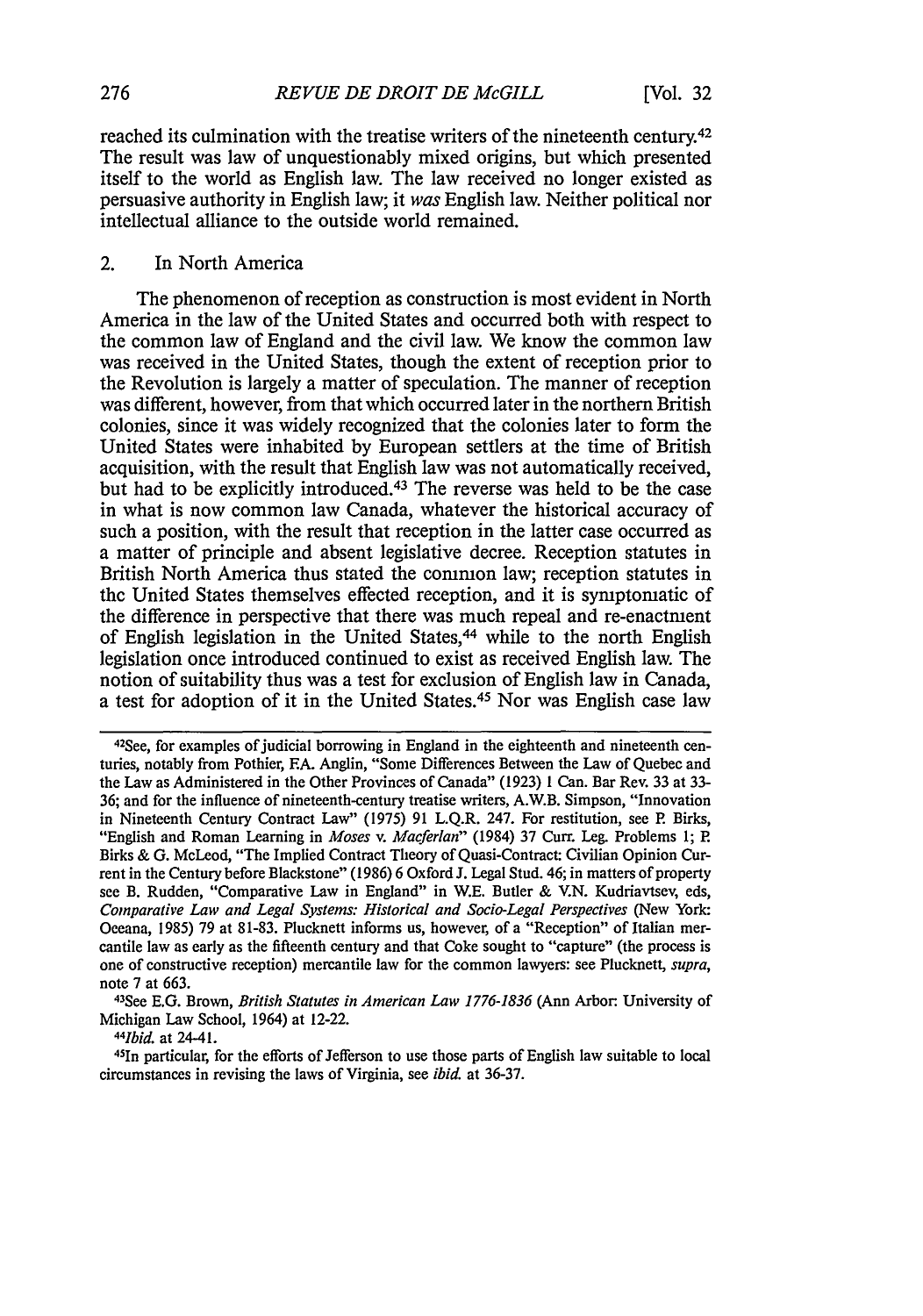reached its culmination with the treatise writers of the nineteenth century.[42] The result was law of unquestionably mixed origins, but which presented itself to the world as English law. The law received no longer existed as persuasive authority in English law; it *was* English law. Neither political nor intellectual alliance to the outside world remained.

## 2. In North America

The phenomenon of reception as construction is most evident in North America in the law of the United States and occurred both with respect to the common law of England and the civil law. We know the common law was received in the United States, though the extent of reception prior to the Revolution is largely a matter of speculation. The manner of reception was different, however, from that which occurred later in the northern British colonies, since it was widely recognized that the colonies later to form the United States were inhabited by European settlers at the time of British acquisition, with the result that English law was not automatically received, but had to be explicitly introduced.[43] The reverse was held to be the case in what is now common law Canada, whatever the historical accuracy of such a position, with the result that reception in the latter case occurred as a matter of principle and absent legislative decree. Reception statutes in British North America thus stated the common law; reception statutes in the United States themselves effected reception, and it is symptomatic of the difference in perspective that there was much repeal and re-enactment of English legislation in the United States,[44] while to the north English legislation once introduced continued to exist as received English law. The notion of suitability thus was a test for exclusion of English law in Canada, a test for adoption of it in the United States.[45] Nor was English case law

---

[42]See, for examples of judicial borrowing in England in the eighteenth and nineteenth centuries, notably from Pothier, F.A. Anglin, "Some Differences Between the Law of Quebec and the Law as Administered in the Other Provinces of Canada" (1923) 1 Can. Bar Rev. 33 at 33-36; and for the influence of nineteenth-century treatise writers, A.W.B. Simpson, "Innovation in Nineteenth Century Contract Law" (1975) 91 L.Q.R. 247. For restitution, see P. Birks, "English and Roman Learning in *Moses* v. *Macferlan*" (1984) 37 Curr. Leg. Problems 1; P. Birks & G. McLeod, "The Implied Contract Theory of Quasi-Contract: Civilian Opinion Current in the Century before Blackstone" (1986) 6 Oxford J. Legal Stud. 46; in matters of property see B. Rudden, "Comparative Law in England" in W.E. Butler & V.N. Kudriavtsev, eds, *Comparative Law and Legal Systems: Historical and Socio-Legal Perspectives* (New York: Oceana, 1985) 79 at 81-83. Plucknett informs us, however, of a "Reception" of Italian mercantile law as early as the fifteenth century and that Coke sought to "capture" (the process is one of constructive reception) mercantile law for the common lawyers: see Plucknett, *supra*, note 7 at 663.

[43]See E.G. Brown, *British Statutes in American Law 1776-1836* (Ann Arbor: University of Michigan Law School, 1964) at 12-22.

[44]*Ibid.* at 24-41.

[45]In particular, for the efforts of Jefferson to use those parts of English law suitable to local circumstances in revising the laws of Virginia, see *ibid.* at 36-37.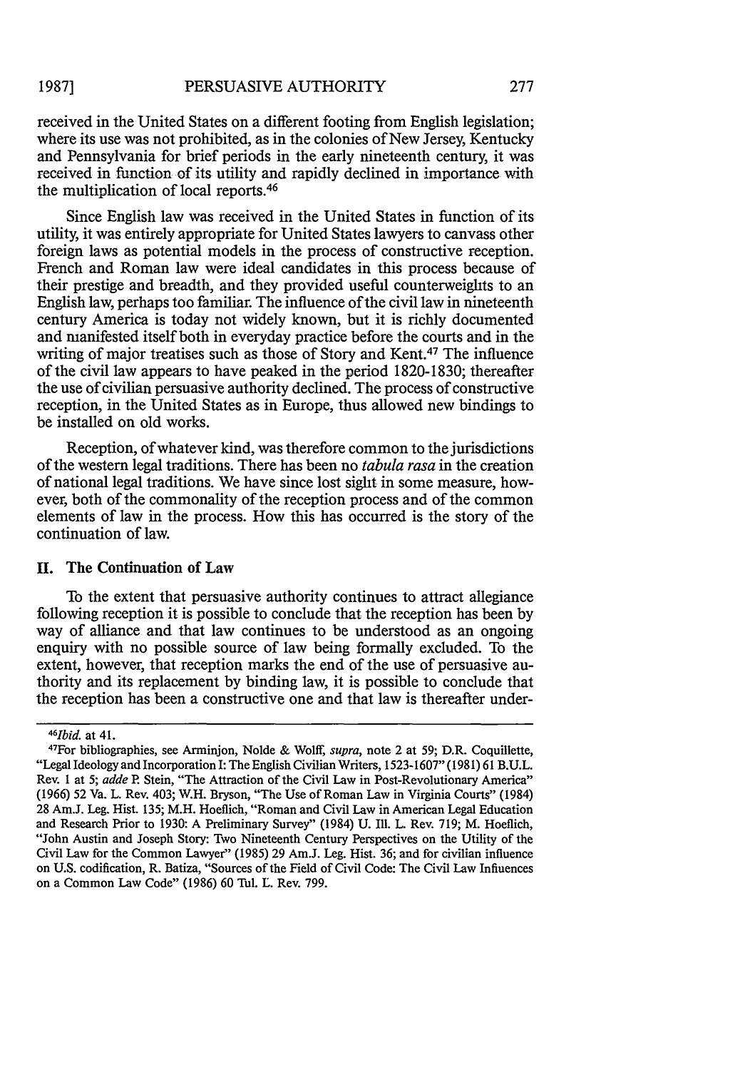received in the United States on a different footing from English legislation; where its use was not prohibited, as in the colonies of New Jersey, Kentucky and Pennsylvania for brief periods in the early nineteenth century, it was received in function of its utility and rapidly declined in importance with the multiplication of local reports.[46]

Since English law was received in the United States in function of its utility, it was entirely appropriate for United States lawyers to canvass other foreign laws as potential models in the process of constructive reception. French and Roman law were ideal candidates in this process because of their prestige and breadth, and they provided useful counterweights to an English law, perhaps too familiar. The influence of the civil law in nineteenth century America is today not widely known, but it is richly documented and manifested itself both in everyday practice before the courts and in the writing of major treatises such as those of Story and Kent.[47] The influence of the civil law appears to have peaked in the period 1820-1830; thereafter the use of civilian persuasive authority declined. The process of constructive reception, in the United States as in Europe, thus allowed new bindings to be installed on old works.

Reception, of whatever kind, was therefore common to the jurisdictions of the western legal traditions. There has been no *tabula rasa* in the creation of national legal traditions. We have since lost sight in some measure, however, both of the commonality of the reception process and of the common elements of law in the process. How this has occurred is the story of the continuation of law.

## II. The Continuation of Law

To the extent that persuasive authority continues to attract allegiance following reception it is possible to conclude that the reception has been by way of alliance and that law continues to be understood as an ongoing enquiry with no possible source of law being formally excluded. To the extent, however, that reception marks the end of the use of persuasive authority and its replacement by binding law, it is possible to conclude that the reception has been a constructive one and that law is thereafter under-

---

[46] *Ibid.* at 41.

[47] For bibliographies, see Arminjon, Nolde & Wolff, *supra*, note 2 at 59; D.R. Coquillette, "Legal Ideology and Incorporation I: The English Civilian Writers, 1523-1607" (1981) 61 B.U.L. Rev. 1 at 5; *adde* P. Stein, "The Attraction of the Civil Law in Post-Revolutionary America" (1966) 52 Va. L. Rev. 403; W.H. Bryson, "The Use of Roman Law in Virginia Courts" (1984) 28 Am.J. Leg. Hist. 135; M.H. Hoeflich, "Roman and Civil Law in American Legal Education and Research Prior to 1930: A Preliminary Survey" (1984) U. Ill. L. Rev. 719; M. Hoeflich, "John Austin and Joseph Story: Two Nineteenth Century Perspectives on the Utility of the Civil Law for the Common Lawyer" (1985) 29 Am.J. Leg. Hist. 36; and for civilian influence on U.S. codification, R. Batiza, "Sources of the Field of Civil Code: The Civil Law Influences on a Common Law Code" (1986) 60 Tul. L. Rev. 799.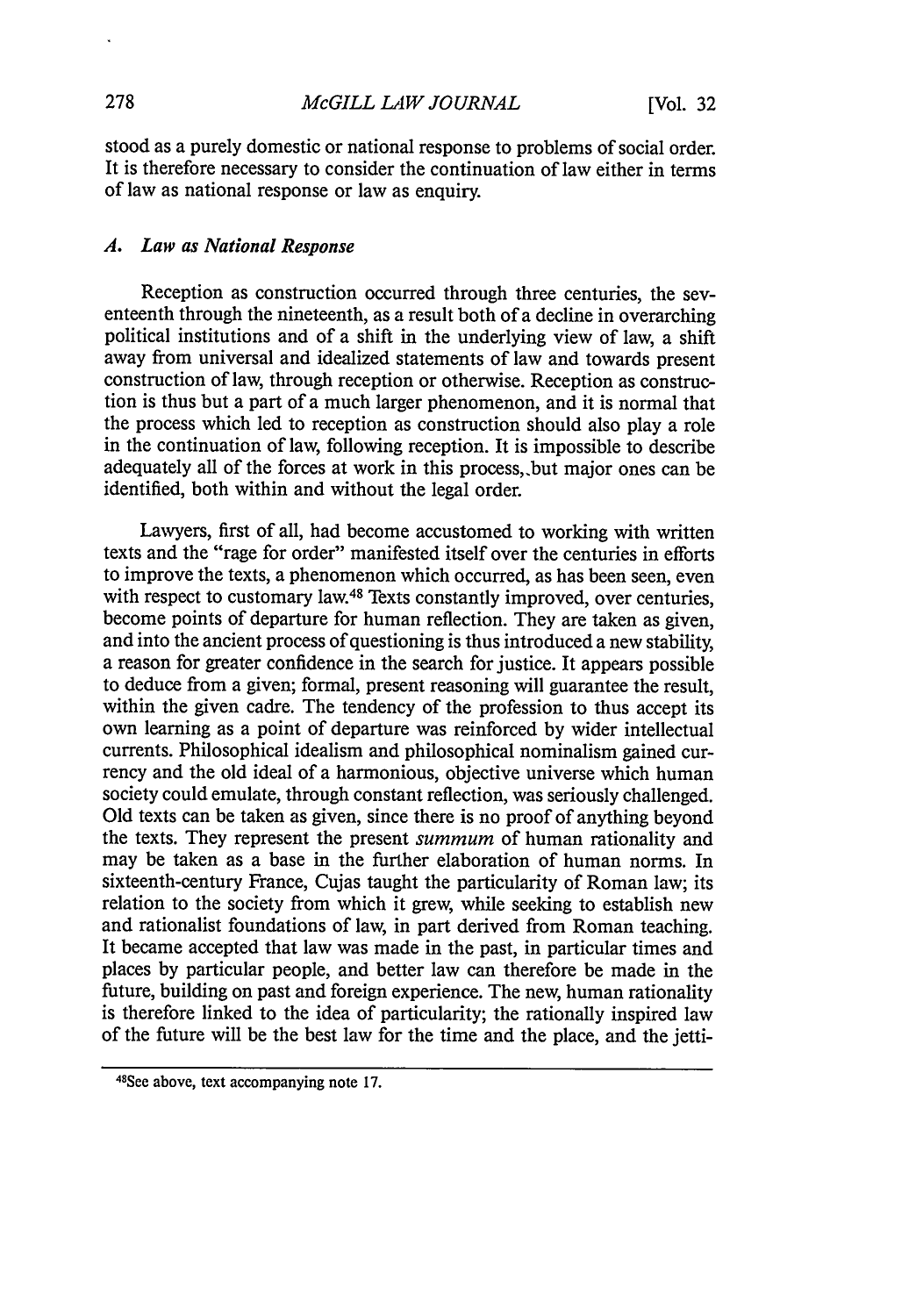stood as a purely domestic or national response to problems of social order. It is therefore necessary to consider the continuation of law either in terms of law as national response or law as enquiry.

### *A. Law as National Response*

Reception as construction occurred through three centuries, the seventeenth through the nineteenth, as a result both of a decline in overarching political institutions and of a shift in the underlying view of law, a shift away from universal and idealized statements of law and towards present construction of law, through reception or otherwise. Reception as construction is thus but a part of a much larger phenomenon, and it is normal that the process which led to reception as construction should also play a role in the continuation of law, following reception. It is impossible to describe adequately all of the forces at work in this process, but major ones can be identified, both within and without the legal order.

Lawyers, first of all, had become accustomed to working with written texts and the "rage for order" manifested itself over the centuries in efforts to improve the texts, a phenomenon which occurred, as has been seen, even with respect to customary law.[48] Texts constantly improved, over centuries, become points of departure for human reflection. They are taken as given, and into the ancient process of questioning is thus introduced a new stability, a reason for greater confidence in the search for justice. It appears possible to deduce from a given; formal, present reasoning will guarantee the result, within the given cadre. The tendency of the profession to thus accept its own learning as a point of departure was reinforced by wider intellectual currents. Philosophical idealism and philosophical nominalism gained currency and the old ideal of a harmonious, objective universe which human society could emulate, through constant reflection, was seriously challenged. Old texts can be taken as given, since there is no proof of anything beyond the texts. They represent the present *summum* of human rationality and may be taken as a base in the further elaboration of human norms. In sixteenth-century France, Cujas taught the particularity of Roman law; its relation to the society from which it grew, while seeking to establish new and rationalist foundations of law, in part derived from Roman teaching. It became accepted that law was made in the past, in particular times and places by particular people, and better law can therefore be made in the future, building on past and foreign experience. The new, human rationality is therefore linked to the idea of particularity; the rationally inspired law of the future will be the best law for the time and the place, and the jetti-

---

[48] See above, text accompanying note 17.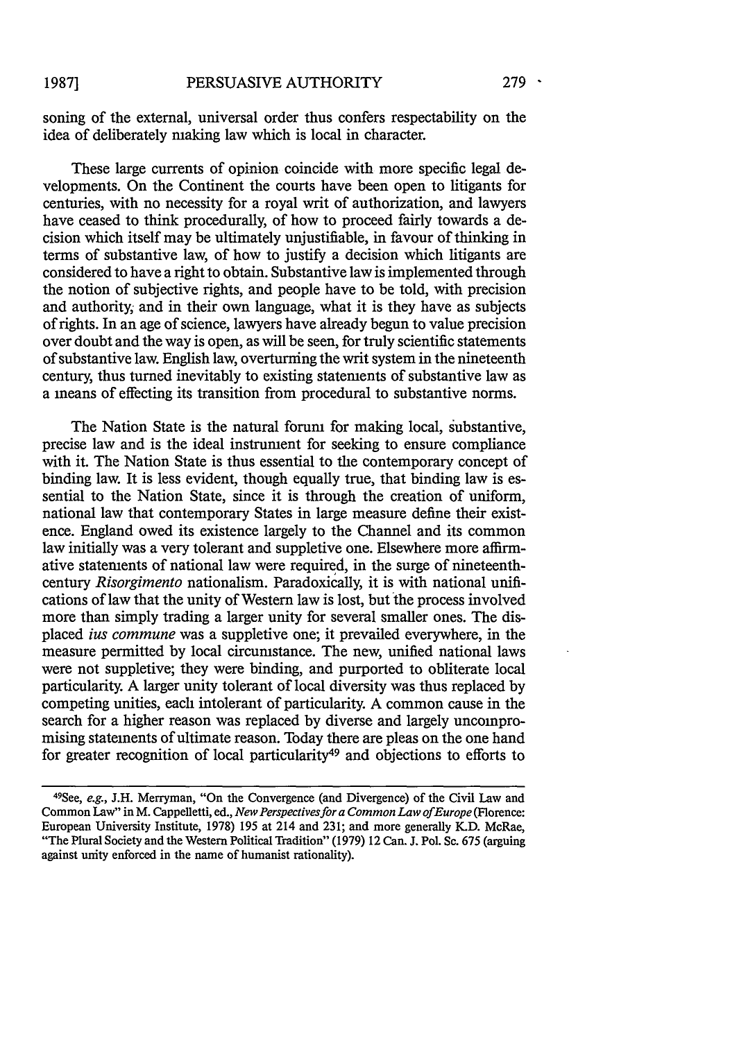soning of the external, universal order thus confers respectability on the idea of deliberately making law which is local in character.

These large currents of opinion coincide with more specific legal developments. On the Continent the courts have been open to litigants for centuries, with no necessity for a royal writ of authorization, and lawyers have ceased to think procedurally, of how to proceed fairly towards a decision which itself may be ultimately unjustifiable, in favour of thinking in terms of substantive law, of how to justify a decision which litigants are considered to have a right to obtain. Substantive law is implemented through the notion of subjective rights, and people have to be told, with precision and authority, and in their own language, what it is they have as subjects of rights. In an age of science, lawyers have already begun to value precision over doubt and the way is open, as will be seen, for truly scientific statements of substantive law. English law, overturning the writ system in the nineteenth century, thus turned inevitably to existing statements of substantive law as a means of effecting its transition from procedural to substantive norms.

The Nation State is the natural forum for making local, substantive, precise law and is the ideal instrument for seeking to ensure compliance with it. The Nation State is thus essential to the contemporary concept of binding law. It is less evident, though equally true, that binding law is essential to the Nation State, since it is through the creation of uniform, national law that contemporary States in large measure define their existence. England owed its existence largely to the Channel and its common law initially was a very tolerant and suppletive one. Elsewhere more affirmative statements of national law were required, in the surge of nineteenth-century *Risorgimento* nationalism. Paradoxically, it is with national unifications of law that the unity of Western law is lost, but the process involved more than simply trading a larger unity for several smaller ones. The displaced *ius commune* was a suppletive one; it prevailed everywhere, in the measure permitted by local circumstance. The new, unified national laws were not suppletive; they were binding, and purported to obliterate local particularity. A larger unity tolerant of local diversity was thus replaced by competing unities, each intolerant of particularity. A common cause in the search for a higher reason was replaced by diverse and largely uncompromising statements of ultimate reason. Today there are pleas on the one hand for greater recognition of local particularity[49] and objections to efforts to

---

[49] See, *e.g.*, J.H. Merryman, "On the Convergence (and Divergence) of the Civil Law and Common Law" in M. Cappelletti, ed., *New Perspectives for a Common Law of Europe* (Florence: European University Institute, 1978) 195 at 214 and 231; and more generally K.D. McRae, "The Plural Society and the Western Political Tradition" (1979) 12 Can. J. Pol. Sc. 675 (arguing against unity enforced in the name of humanist rationality).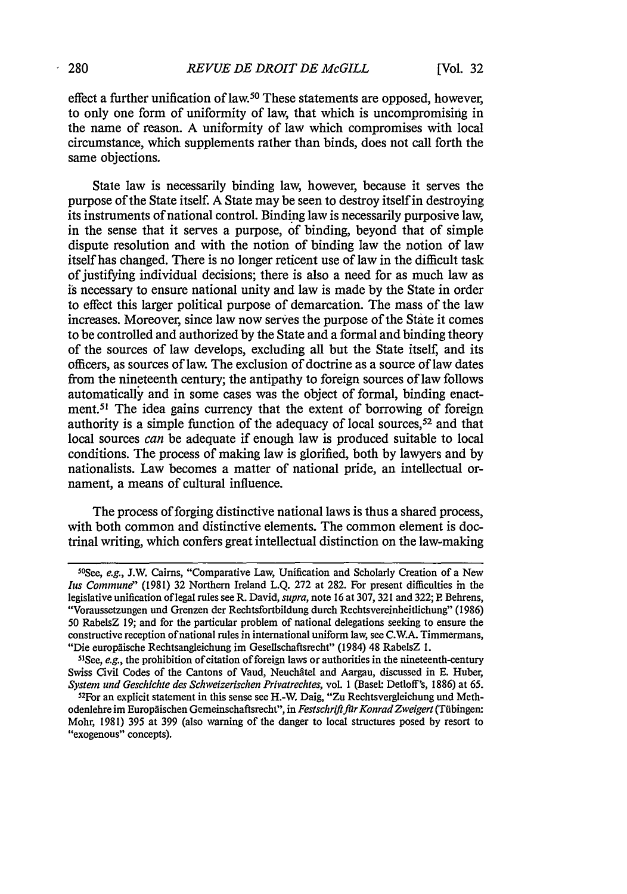effect a further unification of law.[50] These statements are opposed, however, to only one form of uniformity of law, that which is uncompromising in the name of reason. A uniformity of law which compromises with local circumstance, which supplements rather than binds, does not call forth the same objections.

State law is necessarily binding law, however, because it serves the purpose of the State itself. A State may be seen to destroy itself in destroying its instruments of national control. Binding law is necessarily purposive law, in the sense that it serves a purpose, of binding, beyond that of simple dispute resolution and with the notion of binding law the notion of law itself has changed. There is no longer reticent use of law in the difficult task of justifying individual decisions; there is also a need for as much law as is necessary to ensure national unity and law is made by the State in order to effect this larger political purpose of demarcation. The mass of the law increases. Moreover, since law now serves the purpose of the State it comes to be controlled and authorized by the State and a formal and binding theory of the sources of law develops, excluding all but the State itself, and its officers, as sources of law. The exclusion of doctrine as a source of law dates from the nineteenth century; the antipathy to foreign sources of law follows automatically and in some cases was the object of formal, binding enactment.[51] The idea gains currency that the extent of borrowing of foreign authority is a simple function of the adequacy of local sources,[52] and that local sources *can* be adequate if enough law is produced suitable to local conditions. The process of making law is glorified, both by lawyers and by nationalists. Law becomes a matter of national pride, an intellectual ornament, a means of cultural influence.

The process of forging distinctive national laws is thus a shared process, with both common and distinctive elements. The common element is doctrinal writing, which confers great intellectual distinction on the law-making

---

[50]See, *e.g.*, J.W. Cairns, "Comparative Law, Unification and Scholarly Creation of a New *Ius Commune*" (1981) 32 Northern Ireland L.Q. 272 at 282. For present difficulties in the legislative unification of legal rules see R. David, *supra*, note 16 at 307, 321 and 322; P. Behrens, "Voraussetzungen und Grenzen der Rechtsfortbildung durch Rechtsvereinheitlichung" (1986) 50 RabelsZ 19; and for the particular problem of national delegations seeking to ensure the constructive reception of national rules in international uniform law, see C.W.A. Timmermans, "Die europäische Rechtsangleichung im Gesellschaftsrecht" (1984) 48 RabelsZ 1.

[51]See, *e.g.*, the prohibition of citation of foreign laws or authorities in the nineteenth-century Swiss Civil Codes of the Cantons of Vaud, Neuchâtel and Aargau, discussed in E. Huber, *System und Geschichte des Schweizerischen Privatrechtes*, vol. 1 (Basel: Detloff's, 1886) at 65.

[52]For an explicit statement in this sense see H.-W. Daig, "Zu Rechtsvergleichung und Methodenlehre im Europäischen Gemeinschaftsrecht", in *Festschrift für Konrad Zweigert* (Tübingen: Mohr, 1981) 395 at 399 (also warning of the danger to local structures posed by resort to "exogenous" concepts).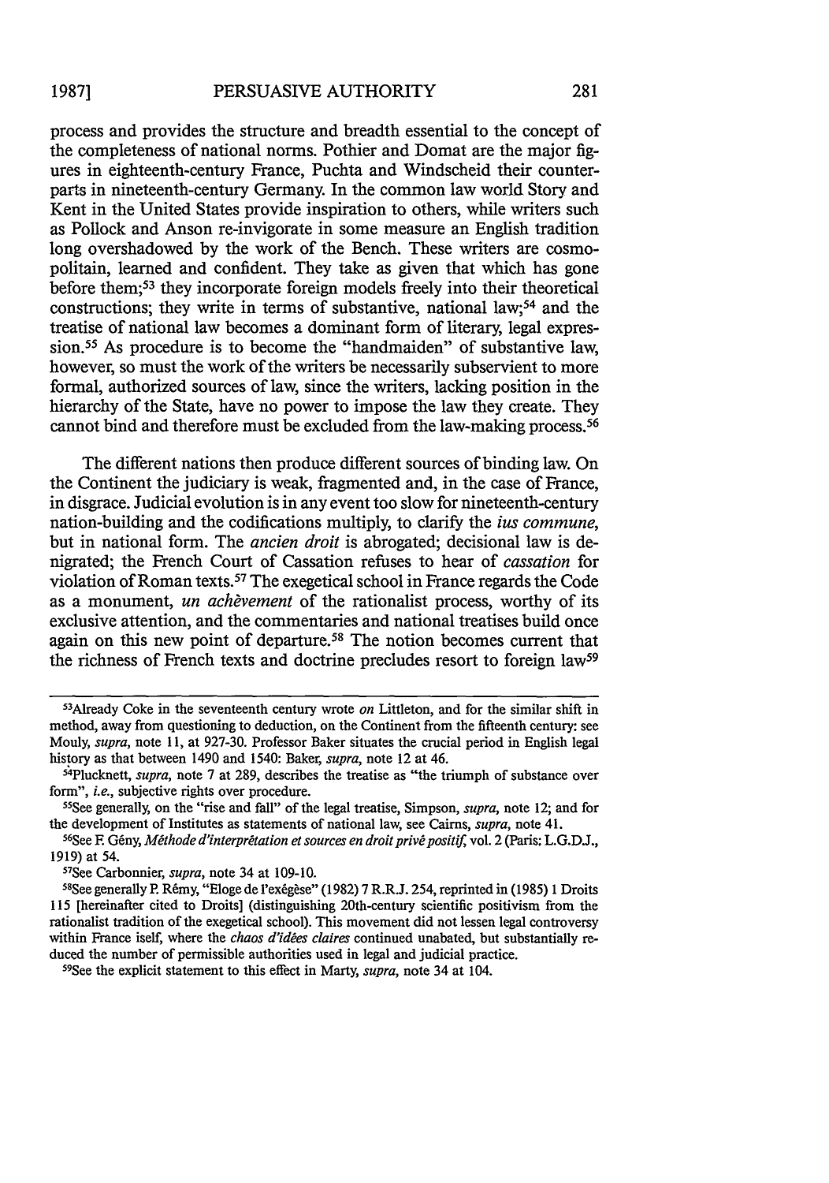process and provides the structure and breadth essential to the concept of the completeness of national norms. Pothier and Domat are the major figures in eighteenth-century France, Puchta and Windscheid their counterparts in nineteenth-century Germany. In the common law world Story and Kent in the United States provide inspiration to others, while writers such as Pollock and Anson re-invigorate in some measure an English tradition long overshadowed by the work of the Bench. These writers are cosmopolitain, learned and confident. They take as given that which has gone before them;[53] they incorporate foreign models freely into their theoretical constructions; they write in terms of substantive, national law;[54] and the treatise of national law becomes a dominant form of literary, legal expression.[55] As procedure is to become the "handmaiden" of substantive law, however, so must the work of the writers be necessarily subservient to more formal, authorized sources of law, since the writers, lacking position in the hierarchy of the State, have no power to impose the law they create. They cannot bind and therefore must be excluded from the law-making process.[56]

The different nations then produce different sources of binding law. On the Continent the judiciary is weak, fragmented and, in the case of France, in disgrace. Judicial evolution is in any event too slow for nineteenth-century nation-building and the codifications multiply, to clarify the *ius commune*, but in national form. The *ancien droit* is abrogated; decisional law is denigrated; the French Court of Cassation refuses to hear of *cassation* for violation of Roman texts.[57] The exegetical school in France regards the Code as a monument, *un achèvement* of the rationalist process, worthy of its exclusive attention, and the commentaries and national treatises build once again on this new point of departure.[58] The notion becomes current that the richness of French texts and doctrine precludes resort to foreign law[59]

---

[53] Already Coke in the seventeenth century wrote *on* Littleton, and for the similar shift in method, away from questioning to deduction, on the Continent from the fifteenth century: see Mouly, *supra*, note 11, at 927-30. Professor Baker situates the crucial period in English legal history as that between 1490 and 1540: Baker, *supra*, note 12 at 46.

[54] Plucknett, *supra*, note 7 at 289, describes the treatise as "the triumph of substance over form", *i.e.*, subjective rights over procedure.

[55] See generally, on the "rise and fall" of the legal treatise, Simpson, *supra*, note 12; and for the development of Institutes as statements of national law, see Cairns, *supra*, note 41.

[56] See F. Gény, *Méthode d'interprétation et sources en droit privé positif*, vol. 2 (Paris: L.G.D.J., 1919) at 54.

[57] See Carbonnier, *supra*, note 34 at 109-10.

[58] See generally P. Rémy, "Eloge de l'exégèse" (1982) 7 R.R.J. 254, reprinted in (1985) 1 Droits 115 [hereinafter cited to Droits] (distinguishing 20th-century scientific positivism from the rationalist tradition of the exegetical school). This movement did not lessen legal controversy within France iself, where the *chaos d'idées claires* continued unabated, but substantially reduced the number of permissible authorities used in legal and judicial practice.

[59] See the explicit statement to this effect in Marty, *supra*, note 34 at 104.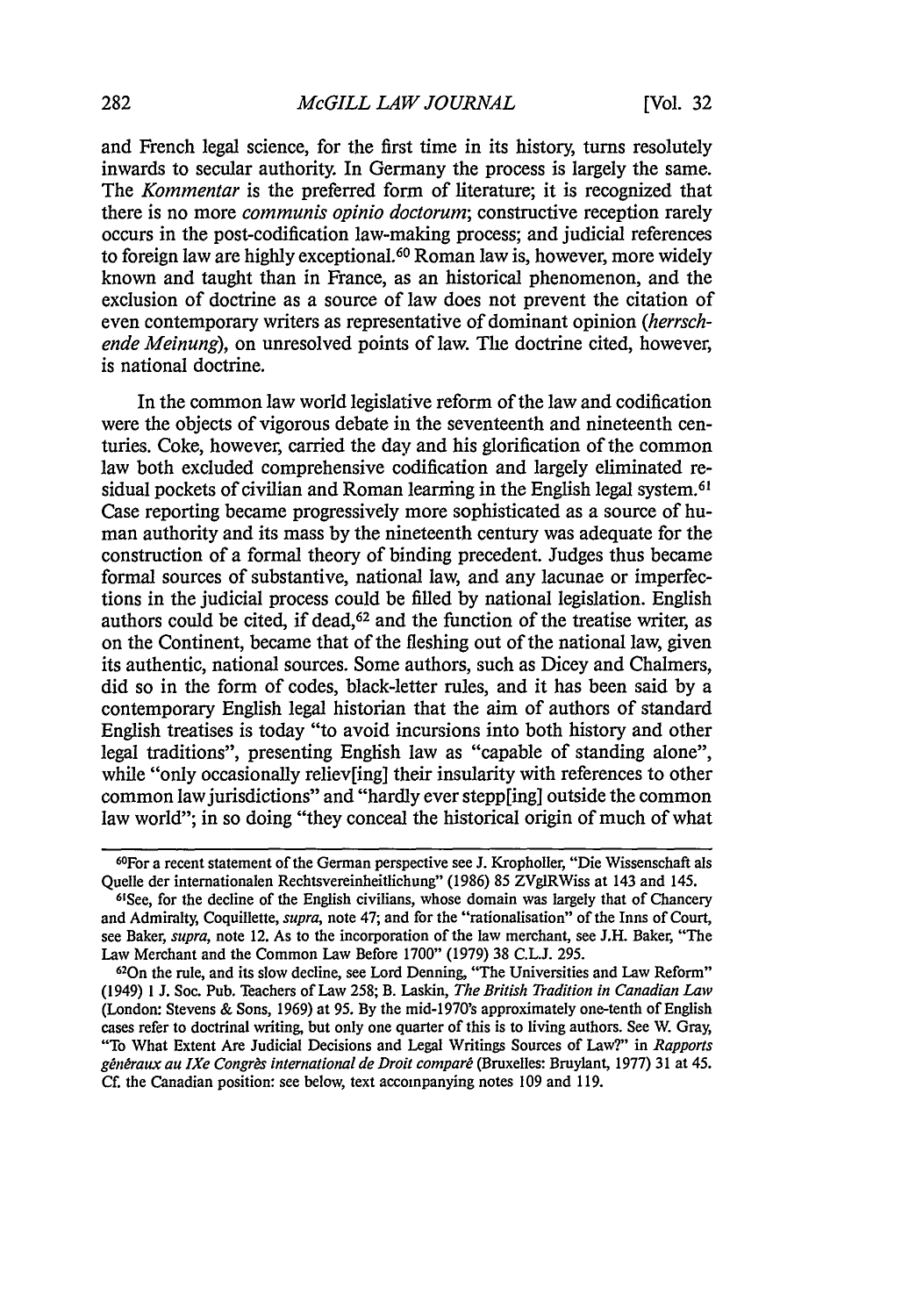and French legal science, for the first time in its history, turns resolutely inwards to secular authority. In Germany the process is largely the same. The *Kommentar* is the preferred form of literature; it is recognized that there is no more *communis opinio doctorum*; constructive reception rarely occurs in the post-codification law-making process; and judicial references to foreign law are highly exceptional.[60] Roman law is, however, more widely known and taught than in France, as an historical phenomenon, and the exclusion of doctrine as a source of law does not prevent the citation of even contemporary writers as representative of dominant opinion (*herrschende Meinung*), on unresolved points of law. The doctrine cited, however, is national doctrine.

In the common law world legislative reform of the law and codification were the objects of vigorous debate in the seventeenth and nineteenth centuries. Coke, however, carried the day and his glorification of the common law both excluded comprehensive codification and largely eliminated residual pockets of civilian and Roman learning in the English legal system.[61] Case reporting became progressively more sophisticated as a source of human authority and its mass by the nineteenth century was adequate for the construction of a formal theory of binding precedent. Judges thus became formal sources of substantive, national law, and any lacunae or imperfections in the judicial process could be filled by national legislation. English authors could be cited, if dead,[62] and the function of the treatise writer, as on the Continent, became that of the fleshing out of the national law, given its authentic, national sources. Some authors, such as Dicey and Chalmers, did so in the form of codes, black-letter rules, and it has been said by a contemporary English legal historian that the aim of authors of standard English treatises is today "to avoid incursions into both history and other legal traditions", presenting English law as "capable of standing alone", while "only occasionally reliev[ing] their insularity with references to other common law jurisdictions" and "hardly ever stepp[ing] outside the common law world"; in so doing "they conceal the historical origin of much of what

---

[60]For a recent statement of the German perspective see J. Kropholler, "Die Wissenschaft als Quelle der internationalen Rechtsvereinheitlichung" (1986) 85 ZVglRWiss at 143 and 145.

[61]See, for the decline of the English civilians, whose domain was largely that of Chancery and Admiralty, Coquillette, *supra*, note 47; and for the "rationalisation" of the Inns of Court, see Baker, *supra*, note 12. As to the incorporation of the law merchant, see J.H. Baker, "The Law Merchant and the Common Law Before 1700" (1979) 38 C.L.J. 295.

[62]On the rule, and its slow decline, see Lord Denning, "The Universities and Law Reform" (1949) 1 J. Soc. Pub. Teachers of Law 258; B. Laskin, *The British Tradition in Canadian Law* (London: Stevens & Sons, 1969) at 95. By the mid-1970's approximately one-tenth of English cases refer to doctrinal writing, but only one quarter of this is to living authors. See W. Gray, "To What Extent Are Judicial Decisions and Legal Writings Sources of Law?" in *Rapports généraux au IXe Congrès international de Droit comparé* (Bruxelles: Bruylant, 1977) 31 at 45. Cf. the Canadian position: see below, text accompanying notes 109 and 119.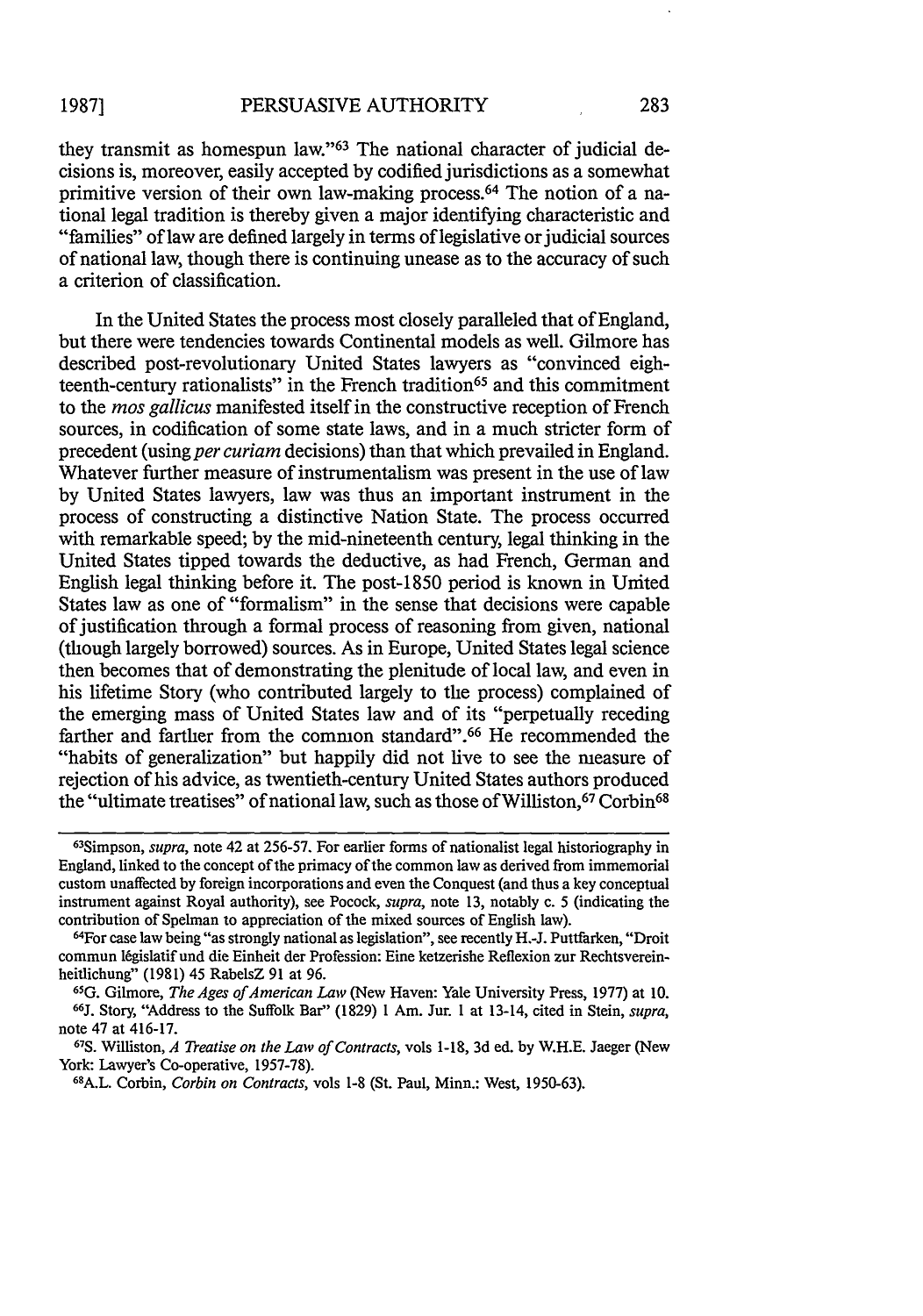they transmit as homespun law."[63] The national character of judicial decisions is, moreover, easily accepted by codified jurisdictions as a somewhat primitive version of their own law-making process.[64] The notion of a national legal tradition is thereby given a major identifying characteristic and "families" of law are defined largely in terms of legislative or judicial sources of national law, though there is continuing unease as to the accuracy of such a criterion of classification.

In the United States the process most closely paralleled that of England, but there were tendencies towards Continental models as well. Gilmore has described post-revolutionary United States lawyers as "convinced eighteenth-century rationalists" in the French tradition[65] and this commitment to the *mos gallicus* manifested itself in the constructive reception of French sources, in codification of some state laws, and in a much stricter form of precedent (using *per curiam* decisions) than that which prevailed in England. Whatever further measure of instrumentalism was present in the use of law by United States lawyers, law was thus an important instrument in the process of constructing a distinctive Nation State. The process occurred with remarkable speed; by the mid-nineteenth century, legal thinking in the United States tipped towards the deductive, as had French, German and English legal thinking before it. The post-1850 period is known in United States law as one of "formalism" in the sense that decisions were capable of justification through a formal process of reasoning from given, national (though largely borrowed) sources. As in Europe, United States legal science then becomes that of demonstrating the plenitude of local law, and even in his lifetime Story (who contributed largely to the process) complained of the emerging mass of United States law and of its "perpetually receding farther and farther from the common standard".[66] He recommended the "habits of generalization" but happily did not live to see the measure of rejection of his advice, as twentieth-century United States authors produced the "ultimate treatises" of national law, such as those of Williston,[67] Corbin[68]

---

[63]Simpson, *supra*, note 42 at 256-57. For earlier forms of nationalist legal historiography in England, linked to the concept of the primacy of the common law as derived from immemorial custom unaffected by foreign incorporations and even the Conquest (and thus a key conceptual instrument against Royal authority), see Pocock, *supra*, note 13, notably c. 5 (indicating the contribution of Spelman to appreciation of the mixed sources of English law).

[64]For case law being "as strongly national as legislation", see recently H.-J. Puttfarken, "Droit commun législatif und die Einheit der Profession: Eine ketzerishe Reflexion zur Rechtsvereinheitlichung" (1981) 45 RabelsZ 91 at 96.

[65]G. Gilmore, *The Ages of American Law* (New Haven: Yale University Press, 1977) at 10.

[66]J. Story, "Address to the Suffolk Bar" (1829) 1 Am. Jur. 1 at 13-14, cited in Stein, *supra*, note 47 at 416-17.

[67]S. Williston, *A Treatise on the Law of Contracts*, vols 1-18, 3d ed. by W.H.E. Jaeger (New York: Lawyer's Co-operative, 1957-78).

[68]A.L. Corbin, *Corbin on Contracts*, vols 1-8 (St. Paul, Minn.: West, 1950-63).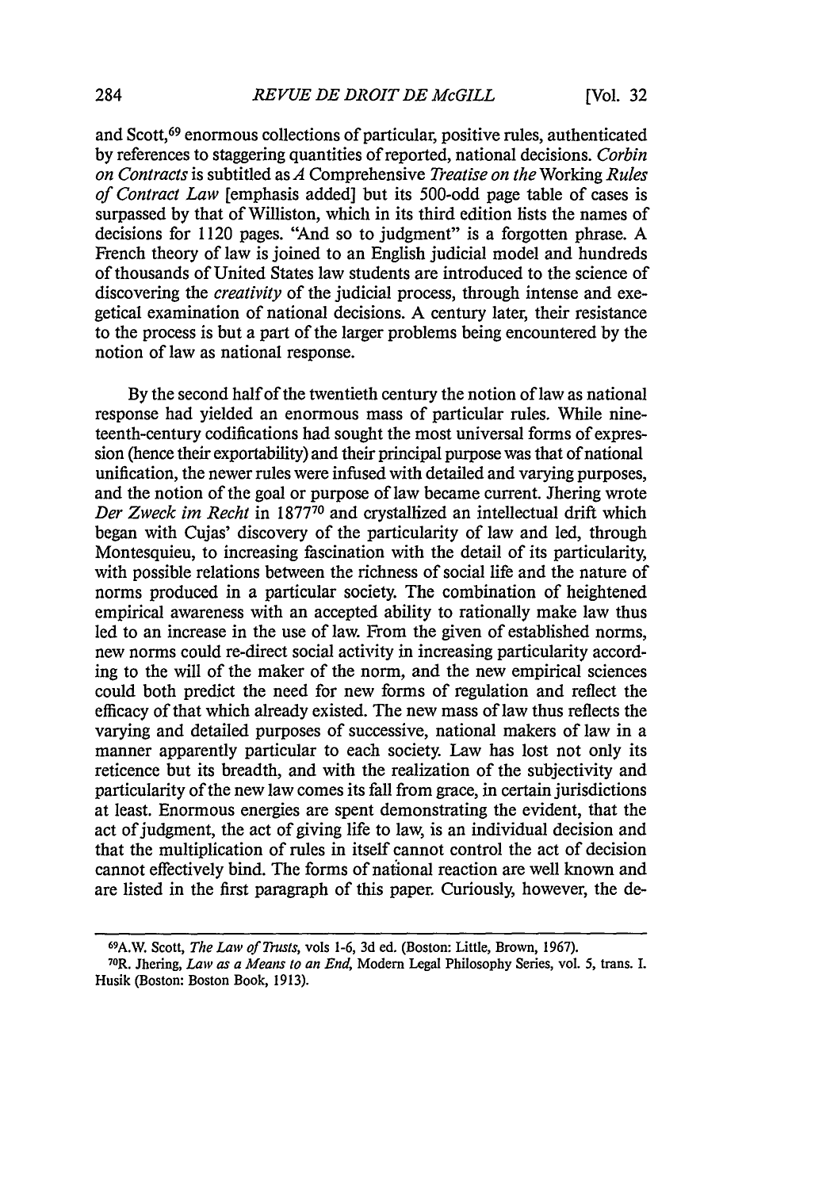and Scott,[69] enormous collections of particular, positive rules, authenticated by references to staggering quantities of reported, national decisions. *Corbin on Contracts* is subtitled as *A* Comprehensive *Treatise on the* Working *Rules of Contract Law* [emphasis added] but its 500-odd page table of cases is surpassed by that of Williston, which in its third edition lists the names of decisions for 1120 pages. "And so to judgment" is a forgotten phrase. A French theory of law is joined to an English judicial model and hundreds of thousands of United States law students are introduced to the science of discovering the *creativity* of the judicial process, through intense and exegetical examination of national decisions. A century later, their resistance to the process is but a part of the larger problems being encountered by the notion of law as national response.

By the second half of the twentieth century the notion of law as national response had yielded an enormous mass of particular rules. While nineteenth-century codifications had sought the most universal forms of expression (hence their exportability) and their principal purpose was that of national unification, the newer rules were infused with detailed and varying purposes, and the notion of the goal or purpose of law became current. Jhering wrote *Der Zweck im Recht* in 1877[70] and crystallized an intellectual drift which began with Cujas' discovery of the particularity of law and led, through Montesquieu, to increasing fascination with the detail of its particularity, with possible relations between the richness of social life and the nature of norms produced in a particular society. The combination of heightened empirical awareness with an accepted ability to rationally make law thus led to an increase in the use of law. From the given of established norms, new norms could re-direct social activity in increasing particularity according to the will of the maker of the norm, and the new empirical sciences could both predict the need for new forms of regulation and reflect the efficacy of that which already existed. The new mass of law thus reflects the varying and detailed purposes of successive, national makers of law in a manner apparently particular to each society. Law has lost not only its reticence but its breadth, and with the realization of the subjectivity and particularity of the new law comes its fall from grace, in certain jurisdictions at least. Enormous energies are spent demonstrating the evident, that the act of judgment, the act of giving life to law, is an individual decision and that the multiplication of rules in itself cannot control the act of decision cannot effectively bind. The forms of national reaction are well known and are listed in the first paragraph of this paper. Curiously, however, the de-

---

[69] A.W. Scott, *The Law of Trusts*, vols 1-6, 3d ed. (Boston: Little, Brown, 1967).

[70] R. Jhering, *Law as a Means to an End*, Modern Legal Philosophy Series, vol. 5, trans. I. Husik (Boston: Boston Book, 1913).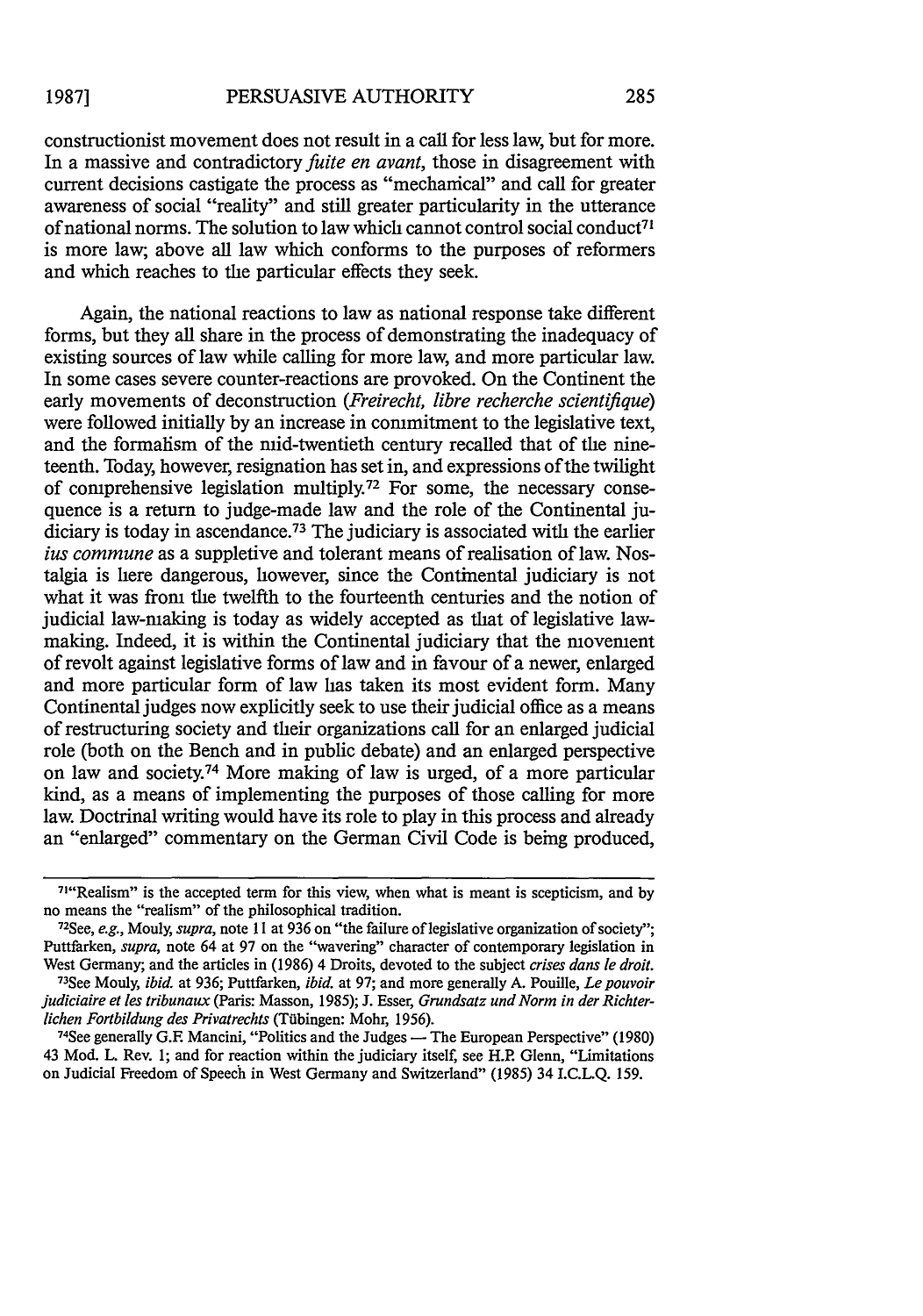constructionist movement does not result in a call for less law, but for more. In a massive and contradictory *fuite en avant*, those in disagreement with current decisions castigate the process as "mechanical" and call for greater awareness of social "reality" and still greater particularity in the utterance of national norms. The solution to law which cannot control social conduct[71] is more law; above all law which conforms to the purposes of reformers and which reaches to the particular effects they seek.

Again, the national reactions to law as national response take different forms, but they all share in the process of demonstrating the inadequacy of existing sources of law while calling for more law, and more particular law. In some cases severe counter-reactions are provoked. On the Continent the early movements of deconstruction (*Freirecht, libre recherche scientifique*) were followed initially by an increase in commitment to the legislative text, and the formalism of the mid-twentieth century recalled that of the nineteenth. Today, however, resignation has set in, and expressions of the twilight of comprehensive legislation multiply.[72] For some, the necessary consequence is a return to judge-made law and the role of the Continental judiciary is today in ascendance.[73] The judiciary is associated with the earlier *ius commune* as a suppletive and tolerant means of realisation of law. Nostalgia is here dangerous, however, since the Continental judiciary is not what it was from the twelfth to the fourteenth centuries and the notion of judicial law-making is today as widely accepted as that of legislative law-making. Indeed, it is within the Continental judiciary that the movement of revolt against legislative forms of law and in favour of a newer, enlarged and more particular form of law has taken its most evident form. Many Continental judges now explicitly seek to use their judicial office as a means of restructuring society and their organizations call for an enlarged judicial role (both on the Bench and in public debate) and an enlarged perspective on law and society.[74] More making of law is urged, of a more particular kind, as a means of implementing the purposes of those calling for more law. Doctrinal writing would have its role to play in this process and already an "enlarged" commentary on the German Civil Code is being produced,

---

[71]"Realism" is the accepted term for this view, when what is meant is scepticism, and by no means the "realism" of the philosophical tradition.

[72]See, *e.g.*, Mouly, *supra*, note 11 at 936 on "the failure of legislative organization of society"; Puttfarken, *supra*, note 64 at 97 on the "wavering" character of contemporary legislation in West Germany; and the articles in (1986) 4 Droits, devoted to the subject *crises dans le droit*.

[73]See Mouly, *ibid.* at 936; Puttfarken, *ibid.* at 97; and more generally A. Pouille, *Le pouvoir judiciaire et les tribunaux* (Paris: Masson, 1985); J. Esser, *Grundsatz und Norm in der Richterlichen Fortbildung des Privatrechts* (Tübingen: Mohr, 1956).

[74]See generally G.F. Mancini, "Politics and the Judges — The European Perspective" (1980) 43 Mod. L. Rev. 1; and for reaction within the judiciary itself, see H.P. Glenn, "Limitations on Judicial Freedom of Speech in West Germany and Switzerland" (1985) 34 I.C.L.Q. 159.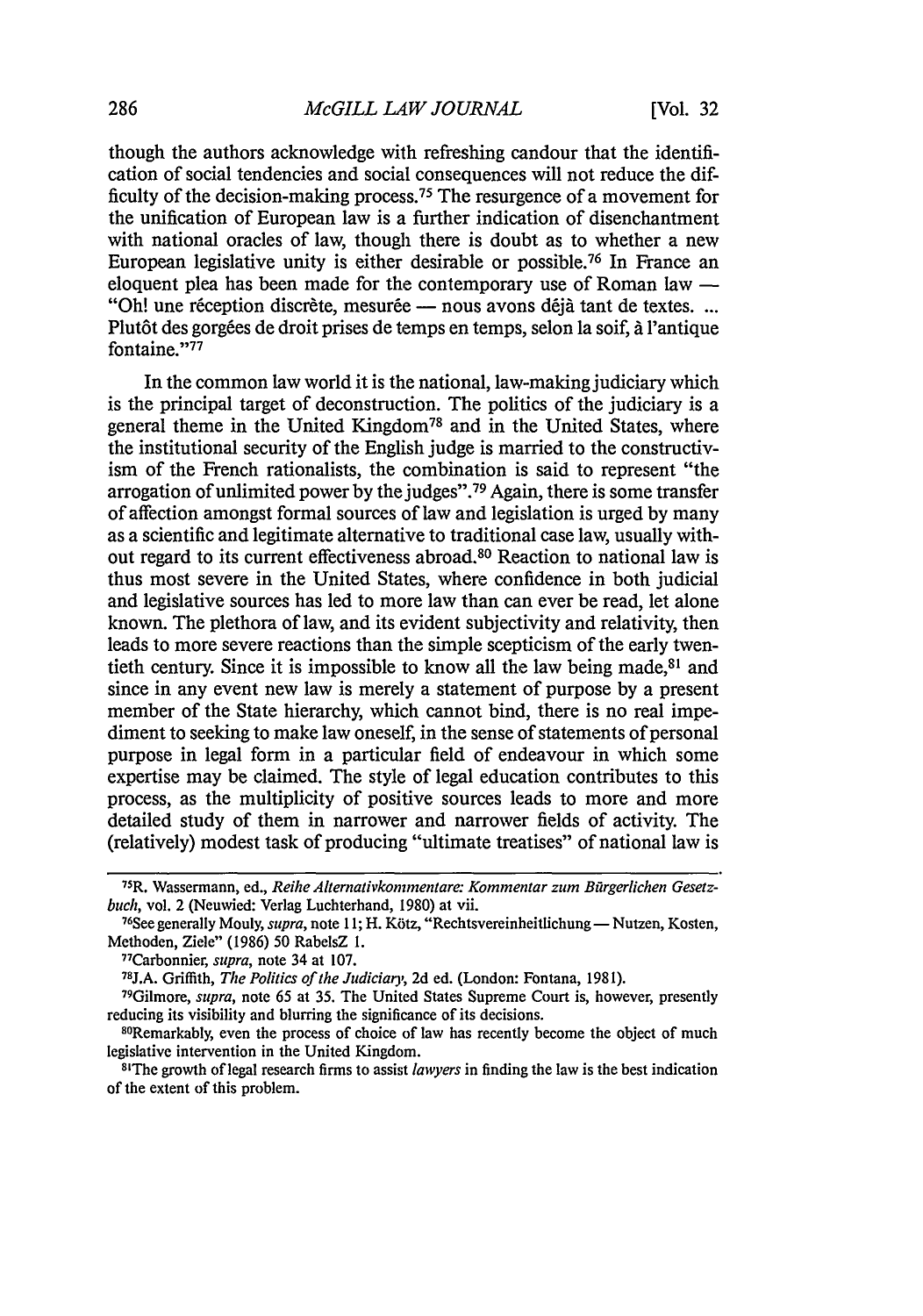though the authors acknowledge with refreshing candour that the identification of social tendencies and social consequences will not reduce the difficulty of the decision-making process.[75] The resurgence of a movement for the unification of European law is a further indication of disenchantment with national oracles of law, though there is doubt as to whether a new European legislative unity is either desirable or possible.[76] In France an eloquent plea has been made for the contemporary use of Roman law — "Oh! une réception discrète, mesurée — nous avons déjà tant de textes. ... Plutôt des gorgées de droit prises de temps en temps, selon la soif, à l'antique fontaine."[77]

In the common law world it is the national, law-making judiciary which is the principal target of deconstruction. The politics of the judiciary is a general theme in the United Kingdom[78] and in the United States, where the institutional security of the English judge is married to the constructivism of the French rationalists, the combination is said to represent "the arrogation of unlimited power by the judges".[79] Again, there is some transfer of affection amongst formal sources of law and legislation is urged by many as a scientific and legitimate alternative to traditional case law, usually without regard to its current effectiveness abroad.[80] Reaction to national law is thus most severe in the United States, where confidence in both judicial and legislative sources has led to more law than can ever be read, let alone known. The plethora of law, and its evident subjectivity and relativity, then leads to more severe reactions than the simple scepticism of the early twentieth century. Since it is impossible to know all the law being made,[81] and since in any event new law is merely a statement of purpose by a present member of the State hierarchy, which cannot bind, there is no real impediment to seeking to make law oneself, in the sense of statements of personal purpose in legal form in a particular field of endeavour in which some expertise may be claimed. The style of legal education contributes to this process, as the multiplicity of positive sources leads to more and more detailed study of them in narrower and narrower fields of activity. The (relatively) modest task of producing "ultimate treatises" of national law is

---

[75] R. Wassermann, ed., *Reihe Alternativkommentare: Kommentar zum Bürgerlichen Gesetzbuch*, vol. 2 (Neuwied: Verlag Luchterhand, 1980) at vii.

[76] See generally Mouly, *supra*, note 11; H. Kötz, "Rechtsvereinheitlichung — Nutzen, Kosten, Methoden, Ziele" (1986) 50 RabelsZ 1.

[77] Carbonnier, *supra*, note 34 at 107.

[78] J.A. Griffith, *The Politics of the Judiciary*, 2d ed. (London: Fontana, 1981).

[79] Gilmore, *supra*, note 65 at 35. The United States Supreme Court is, however, presently reducing its visibility and blurring the significance of its decisions.

[80] Remarkably, even the process of choice of law has recently become the object of much legislative intervention in the United Kingdom.

[81] The growth of legal research firms to assist *lawyers* in finding the law is the best indication of the extent of this problem.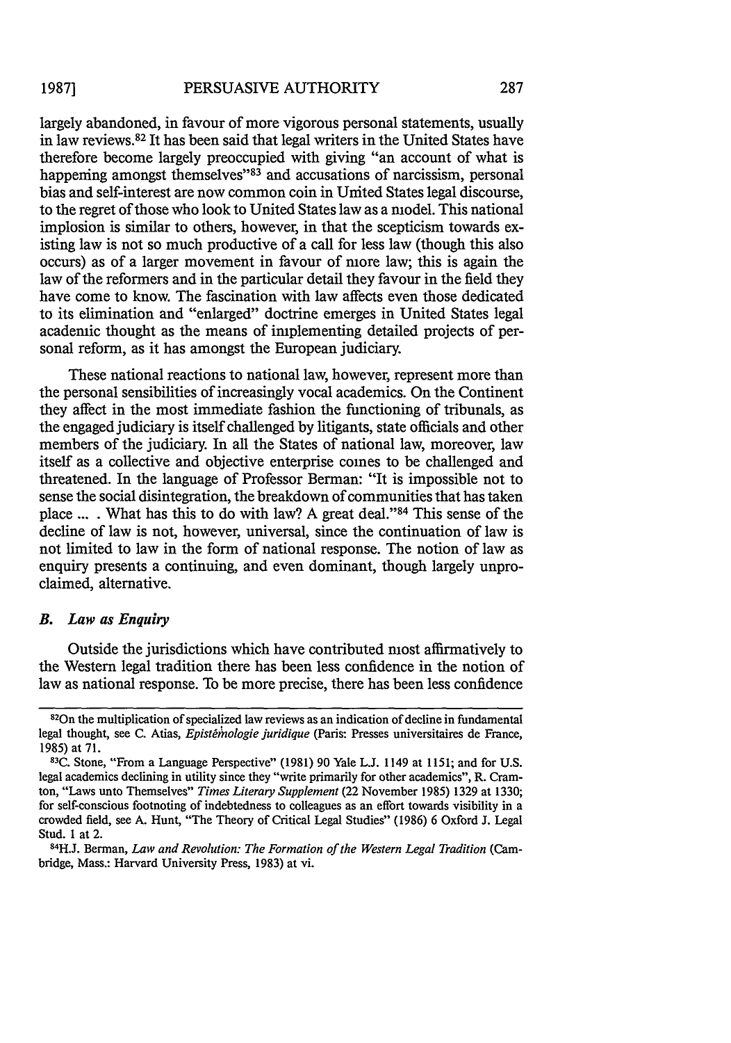largely abandoned, in favour of more vigorous personal statements, usually in law reviews.[82] It has been said that legal writers in the United States have therefore become largely preoccupied with giving "an account of what is happening amongst themselves"[83] and accusations of narcissism, personal bias and self-interest are now common coin in United States legal discourse, to the regret of those who look to United States law as a model. This national implosion is similar to others, however, in that the scepticism towards existing law is not so much productive of a call for less law (though this also occurs) as of a larger movement in favour of more law; this is again the law of the reformers and in the particular detail they favour in the field they have come to know. The fascination with law affects even those dedicated to its elimination and "enlarged" doctrine emerges in United States legal academic thought as the means of implementing detailed projects of personal reform, as it has amongst the European judiciary.

These national reactions to national law, however, represent more than the personal sensibilities of increasingly vocal academics. On the Continent they affect in the most immediate fashion the functioning of tribunals, as the engaged judiciary is itself challenged by litigants, state officials and other members of the judiciary. In all the States of national law, moreover, law itself as a collective and objective enterprise comes to be challenged and threatened. In the language of Professor Berman: "It is impossible not to sense the social disintegration, the breakdown of communities that has taken place ... . What has this to do with law? A great deal."[84] This sense of the decline of law is not, however, universal, since the continuation of law is not limited to law in the form of national response. The notion of law as enquiry presents a continuing, and even dominant, though largely unproclaimed, alternative.

### *B. Law as Enquiry*

Outside the jurisdictions which have contributed most affirmatively to the Western legal tradition there has been less confidence in the notion of law as national response. To be more precise, there has been less confidence

---

[82] On the multiplication of specialized law reviews as an indication of decline in fundamental legal thought, see C. Atias, *Epistémologie juridique* (Paris: Presses universitaires de France, 1985) at 71.

[83] C. Stone, "From a Language Perspective" (1981) 90 Yale L.J. 1149 at 1151; and for U.S. legal academics declining in utility since they "write primarily for other academics", R. Cramton, "Laws unto Themselves" *Times Literary Supplement* (22 November 1985) 1329 at 1330; for self-conscious footnoting of indebtedness to colleagues as an effort towards visibility in a crowded field, see A. Hunt, "The Theory of Critical Legal Studies" (1986) 6 Oxford J. Legal Stud. 1 at 2.

[84] H.J. Berman, *Law and Revolution: The Formation of the Western Legal Tradition* (Cambridge, Mass.: Harvard University Press, 1983) at vi.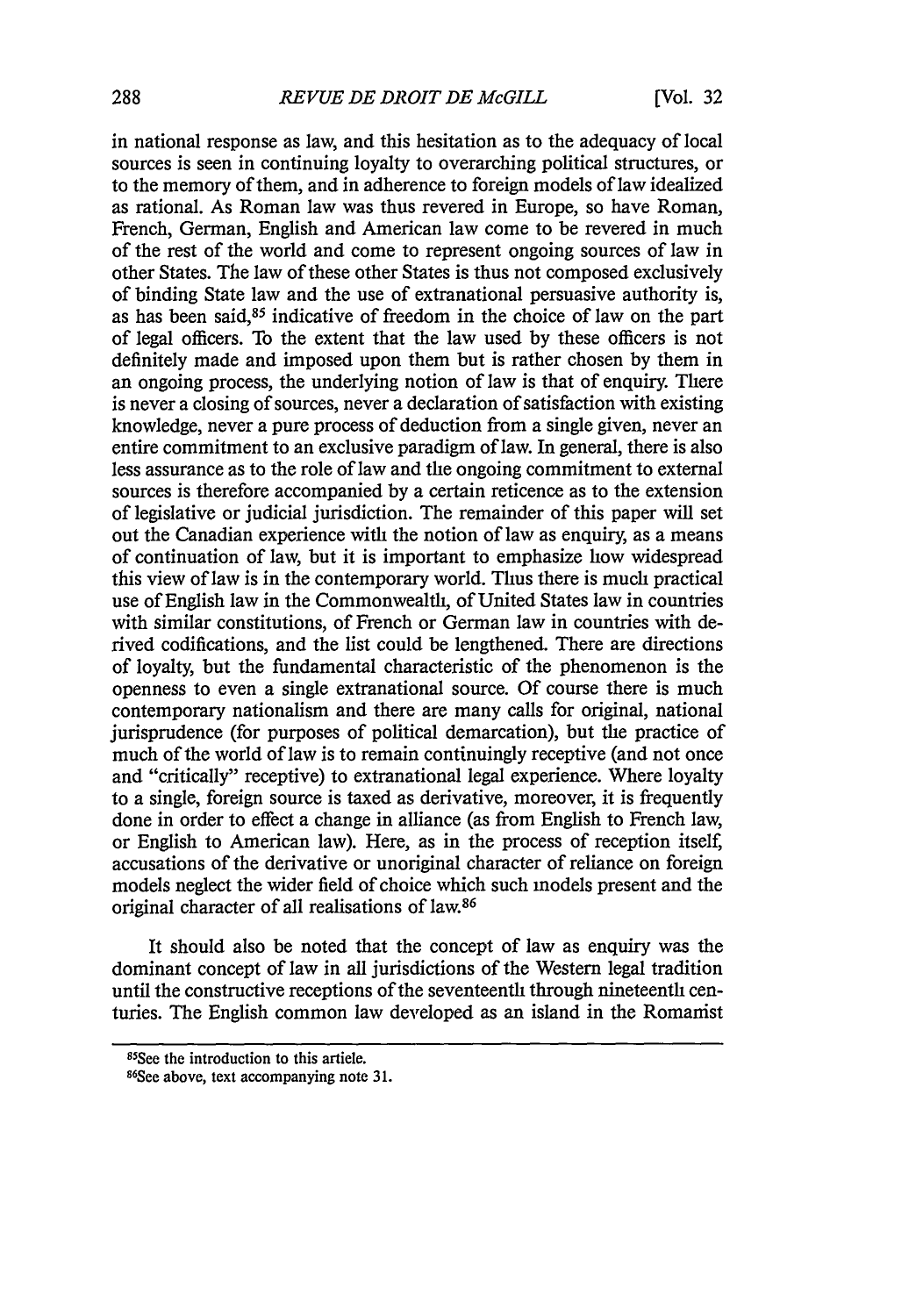in national response as law, and this hesitation as to the adequacy of local sources is seen in continuing loyalty to overarching political structures, or to the memory of them, and in adherence to foreign models of law idealized as rational. As Roman law was thus revered in Europe, so have Roman, French, German, English and American law come to be revered in much of the rest of the world and come to represent ongoing sources of law in other States. The law of these other States is thus not composed exclusively of binding State law and the use of extranational persuasive authority is, as has been said,[85] indicative of freedom in the choice of law on the part of legal officers. To the extent that the law used by these officers is not definitely made and imposed upon them but is rather chosen by them in an ongoing process, the underlying notion of law is that of enquiry. There is never a closing of sources, never a declaration of satisfaction with existing knowledge, never a pure process of deduction from a single given, never an entire commitment to an exclusive paradigm of law. In general, there is also less assurance as to the role of law and the ongoing commitment to external sources is therefore accompanied by a certain reticence as to the extension of legislative or judicial jurisdiction. The remainder of this paper will set out the Canadian experience with the notion of law as enquiry, as a means of continuation of law, but it is important to emphasize how widespread this view of law is in the contemporary world. Thus there is much practical use of English law in the Commonwealth, of United States law in countries with similar constitutions, of French or German law in countries with derived codifications, and the list could be lengthened. There are directions of loyalty, but the fundamental characteristic of the phenomenon is the openness to even a single extranational source. Of course there is much contemporary nationalism and there are many calls for original, national jurisprudence (for purposes of political demarcation), but the practice of much of the world of law is to remain continuingly receptive (and not once and "critically" receptive) to extranational legal experience. Where loyalty to a single, foreign source is taxed as derivative, moreover, it is frequently done in order to effect a change in alliance (as from English to French law, or English to American law). Here, as in the process of reception itself, accusations of the derivative or unoriginal character of reliance on foreign models neglect the wider field of choice which such models present and the original character of all realisations of law.[86]

It should also be noted that the concept of law as enquiry was the dominant concept of law in all jurisdictions of the Western legal tradition until the constructive receptions of the seventeenth through nineteenth centuries. The English common law developed as an island in the Romanist

---

[85] See the introduction to this article.

[86] See above, text accompanying note 31.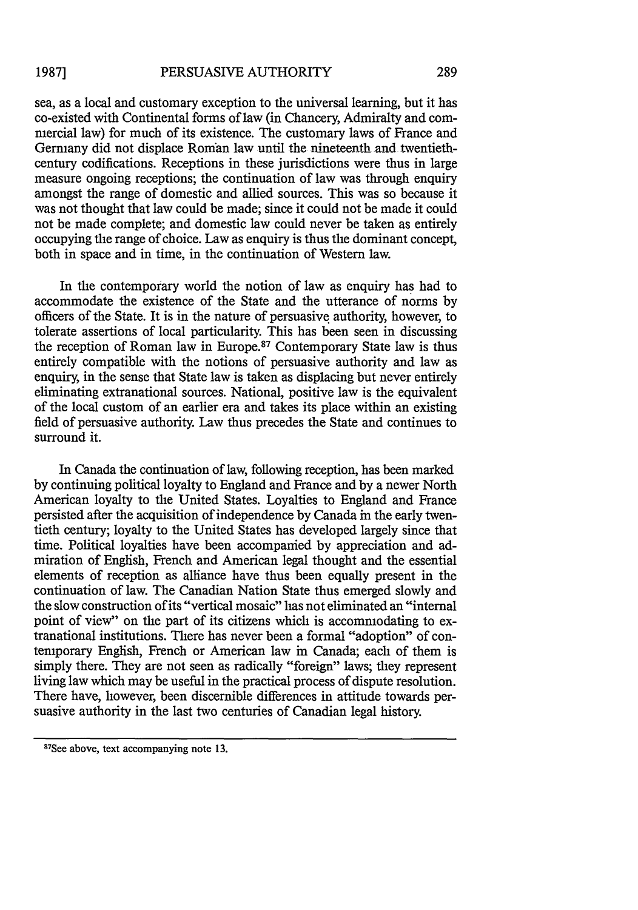sea, as a local and customary exception to the universal learning, but it has co-existed with Continental forms of law (in Chancery, Admiralty and commercial law) for much of its existence. The customary laws of France and Germany did not displace Roman law until the nineteenth and twentieth-century codifications. Receptions in these jurisdictions were thus in large measure ongoing receptions; the continuation of law was through enquiry amongst the range of domestic and allied sources. This was so because it was not thought that law could be made; since it could not be made it could not be made complete; and domestic law could never be taken as entirely occupying the range of choice. Law as enquiry is thus the dominant concept, both in space and in time, in the continuation of Western law.

In the contemporary world the notion of law as enquiry has had to accommodate the existence of the State and the utterance of norms by officers of the State. It is in the nature of persuasive authority, however, to tolerate assertions of local particularity. This has been seen in discussing the reception of Roman law in Europe.[87] Contemporary State law is thus entirely compatible with the notions of persuasive authority and law as enquiry, in the sense that State law is taken as displacing but never entirely eliminating extranational sources. National, positive law is the equivalent of the local custom of an earlier era and takes its place within an existing field of persuasive authority. Law thus precedes the State and continues to surround it.

In Canada the continuation of law, following reception, has been marked by continuing political loyalty to England and France and by a newer North American loyalty to the United States. Loyalties to England and France persisted after the acquisition of independence by Canada in the early twentieth century; loyalty to the United States has developed largely since that time. Political loyalties have been accompanied by appreciation and admiration of English, French and American legal thought and the essential elements of reception as alliance have thus been equally present in the continuation of law. The Canadian Nation State thus emerged slowly and the slow construction of its "vertical mosaic" has not eliminated an "internal point of view" on the part of its citizens which is accommodating to extranational institutions. There has never been a formal "adoption" of contemporary English, French or American law in Canada; each of them is simply there. They are not seen as radically "foreign" laws; they represent living law which may be useful in the practical process of dispute resolution. There have, however, been discernible differences in attitude towards persuasive authority in the last two centuries of Canadian legal history.

---

[87]See above, text accompanying note 13.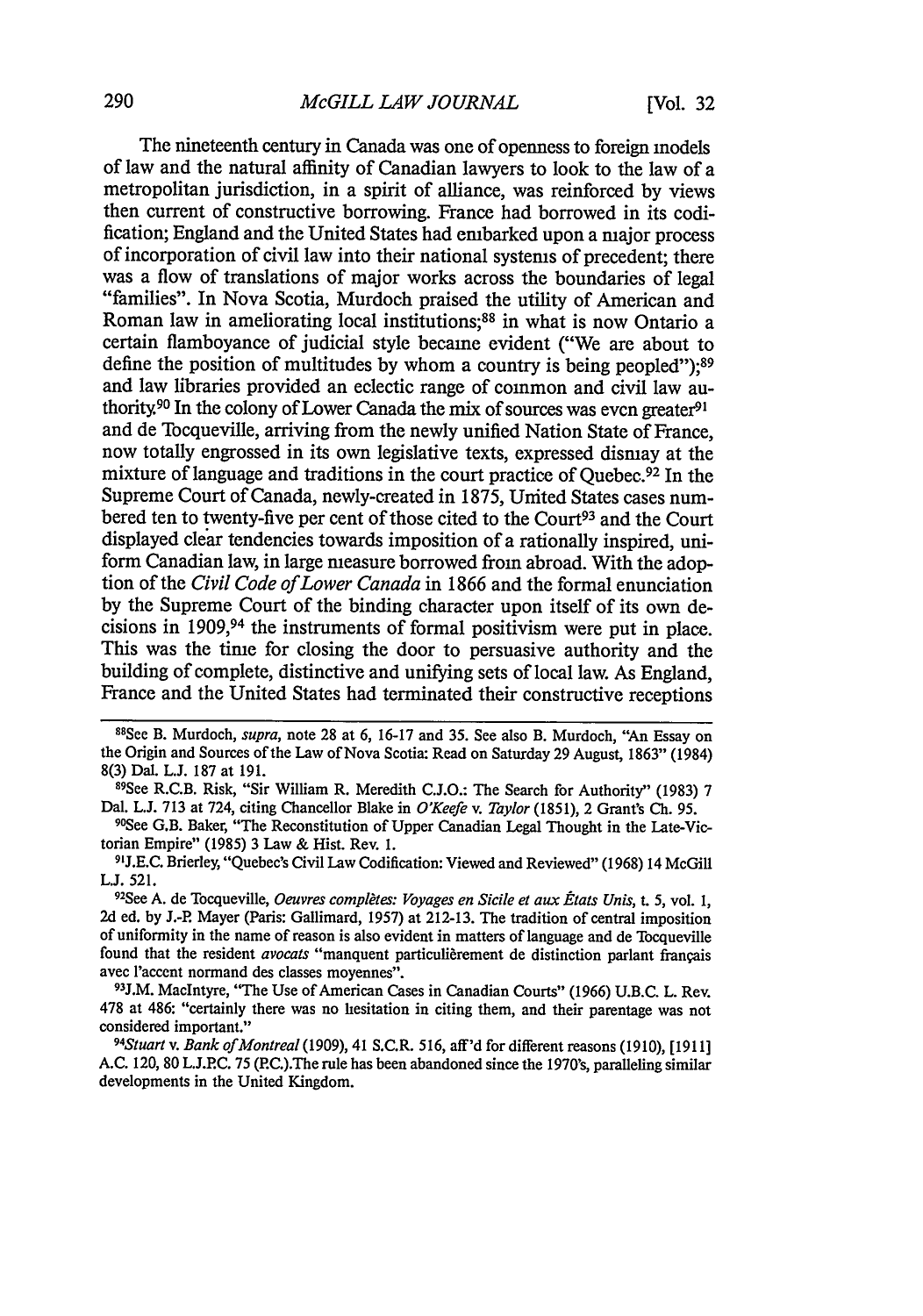The nineteenth century in Canada was one of openness to foreign models of law and the natural affinity of Canadian lawyers to look to the law of a metropolitan jurisdiction, in a spirit of alliance, was reinforced by views then current of constructive borrowing. France had borrowed in its codification; England and the United States had embarked upon a major process of incorporation of civil law into their national systems of precedent; there was a flow of translations of major works across the boundaries of legal "families". In Nova Scotia, Murdoch praised the utility of American and Roman law in ameliorating local institutions;[88] in what is now Ontario a certain flamboyance of judicial style became evident ("We are about to define the position of multitudes by whom a country is being peopled");[89] and law libraries provided an eclectic range of common and civil law authority.[90] In the colony of Lower Canada the mix of sources was even greater[91] and de Tocqueville, arriving from the newly unified Nation State of France, now totally engrossed in its own legislative texts, expressed dismay at the mixture of language and traditions in the court practice of Quebec.[92] In the Supreme Court of Canada, newly-created in 1875, United States cases numbered ten to twenty-five per cent of those cited to the Court[93] and the Court displayed clear tendencies towards imposition of a rationally inspired, uniform Canadian law, in large measure borrowed from abroad. With the adoption of the *Civil Code of Lower Canada* in 1866 and the formal enunciation by the Supreme Court of the binding character upon itself of its own decisions in 1909,[94] the instruments of formal positivism were put in place. This was the time for closing the door to persuasive authority and the building of complete, distinctive and unifying sets of local law. As England, France and the United States had terminated their constructive receptions

---

[88]See B. Murdoch, *supra*, note 28 at 6, 16-17 and 35. See also B. Murdoch, "An Essay on the Origin and Sources of the Law of Nova Scotia: Read on Saturday 29 August, 1863" (1984) 8(3) Dal. L.J. 187 at 191.

[89]See R.C.B. Risk, "Sir William R. Meredith C.J.O.: The Search for Authority" (1983) 7 Dal. L.J. 713 at 724, citing Chancellor Blake in *O'Keefe* v. *Taylor* (1851), 2 Grant's Ch. 95.

[90]See G.B. Baker, "The Reconstitution of Upper Canadian Legal Thought in the Late-Victorian Empire" (1985) 3 Law & Hist. Rev. 1.

[91]J.E.C. Brierley, "Quebec's Civil Law Codification: Viewed and Reviewed" (1968) 14 McGill L.J. 521.

[92]See A. de Tocqueville, *Oeuvres complètes: Voyages en Sicile et aux États Unis*, t. 5, vol. 1, 2d ed. by J.-P. Mayer (Paris: Gallimard, 1957) at 212-13. The tradition of central imposition of uniformity in the name of reason is also evident in matters of language and de Tocqueville found that the resident *avocats* "manquent particulièrement de distinction parlant français avec l'accent normand des classes moyennes".

[93]J.M. MacIntyre, "The Use of American Cases in Canadian Courts" (1966) U.B.C. L. Rev. 478 at 486: "certainly there was no hesitation in citing them, and their parentage was not considered important."

[94]*Stuart* v. *Bank of Montreal* (1909), 41 S.C.R. 516, aff'd for different reasons (1910), [1911] A.C. 120, 80 L.J.P.C. 75 (P.C.).The rule has been abandoned since the 1970's, paralleling similar developments in the United Kingdom.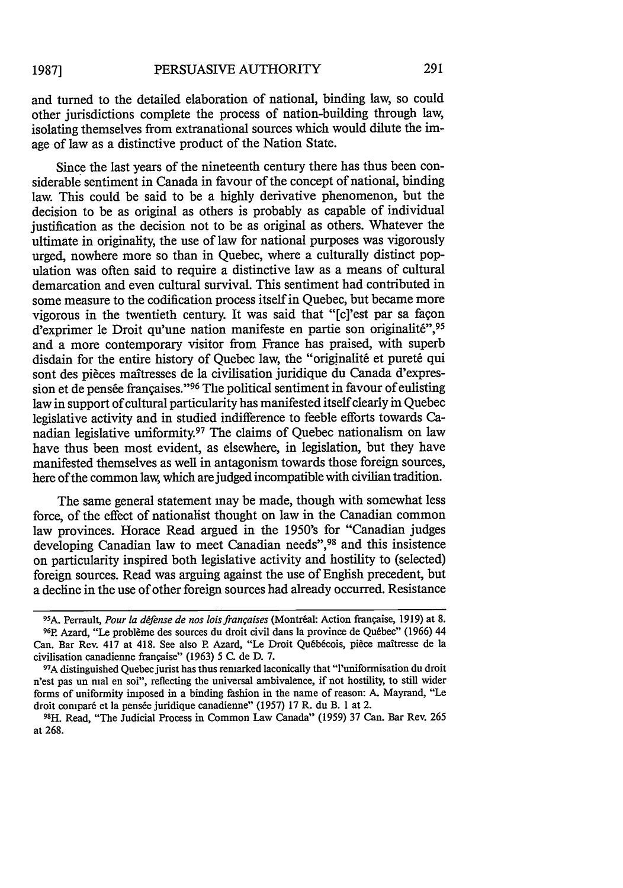and turned to the detailed elaboration of national, binding law, so could other jurisdictions complete the process of nation-building through law, isolating themselves from extranational sources which would dilute the image of law as a distinctive product of the Nation State.

Since the last years of the nineteenth century there has thus been considerable sentiment in Canada in favour of the concept of national, binding law. This could be said to be a highly derivative phenomenon, but the decision to be as original as others is probably as capable of individual justification as the decision not to be as original as others. Whatever the ultimate in originality, the use of law for national purposes was vigorously urged, nowhere more so than in Quebec, where a culturally distinct population was often said to require a distinctive law as a means of cultural demarcation and even cultural survival. This sentiment had contributed in some measure to the codification process itself in Quebec, but became more vigorous in the twentieth century. It was said that "[c]'est par sa façon d'exprimer le Droit qu'une nation manifeste en partie son originalité",[95] and a more contemporary visitor from France has praised, with superb disdain for the entire history of Quebec law, the "originalité et pureté qui sont des pièces maîtresses de la civilisation juridique du Canada d'expression et de pensée françaises."[96] The political sentiment in favour of eulisting law in support of cultural particularity has manifested itself clearly in Quebec legislative activity and in studied indifference to feeble efforts towards Canadian legislative uniformity.[97] The claims of Quebec nationalism on law have thus been most evident, as elsewhere, in legislation, but they have manifested themselves as well in antagonism towards those foreign sources, here of the common law, which are judged incompatible with civilian tradition.

The same general statement may be made, though with somewhat less force, of the effect of nationalist thought on law in the Canadian common law provinces. Horace Read argued in the 1950's for "Canadian judges developing Canadian law to meet Canadian needs",[98] and this insistence on particularity inspired both legislative activity and hostility to (selected) foreign sources. Read was arguing against the use of English precedent, but a decline in the use of other foreign sources had already occurred. Resistance

---

[95] A. Perrault, *Pour la défense de nos lois françaises* (Montréal: Action française, 1919) at 8.

[96] P. Azard, "Le problème des sources du droit civil dans la province de Québec" (1966) 44 Can. Bar Rev. 417 at 418. See also P. Azard, "Le Droit Québécois, pièce maîtresse de la civilisation canadienne française" (1963) 5 C. de D. 7.

[97] A distinguished Quebec jurist has thus remarked laconically that "l'uniformisation du droit n'est pas un mal en soi", reflecting the universal ambivalence, if not hostility, to still wider forms of uniformity imposed in a binding fashion in the name of reason: A. Mayrand, "Le droit comparé et la pensée juridique canadienne" (1957) 17 R. du B. 1 at 2.

[98] H. Read, "The Judicial Process in Common Law Canada" (1959) 37 Can. Bar Rev. 265 at 268.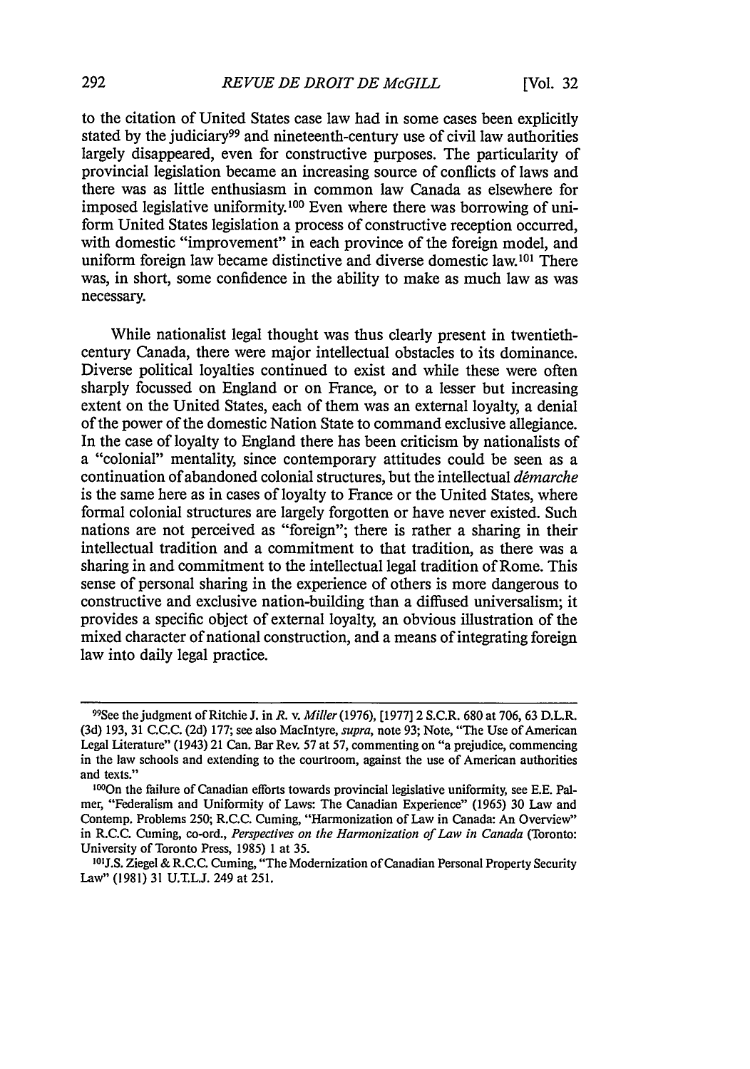to the citation of United States case law had in some cases been explicitly stated by the judiciary[99] and nineteenth-century use of civil law authorities largely disappeared, even for constructive purposes. The particularity of provincial legislation became an increasing source of conflicts of laws and there was as little enthusiasm in common law Canada as elsewhere for imposed legislative uniformity.[100] Even where there was borrowing of uniform United States legislation a process of constructive reception occurred, with domestic "improvement" in each province of the foreign model, and uniform foreign law became distinctive and diverse domestic law.[101] There was, in short, some confidence in the ability to make as much law as was necessary.

While nationalist legal thought was thus clearly present in twentieth-century Canada, there were major intellectual obstacles to its dominance. Diverse political loyalties continued to exist and while these were often sharply focussed on England or on France, or to a lesser but increasing extent on the United States, each of them was an external loyalty, a denial of the power of the domestic Nation State to command exclusive allegiance. In the case of loyalty to England there has been criticism by nationalists of a "colonial" mentality, since contemporary attitudes could be seen as a continuation of abandoned colonial structures, but the intellectual *démarche* is the same here as in cases of loyalty to France or the United States, where formal colonial structures are largely forgotten or have never existed. Such nations are not perceived as "foreign"; there is rather a sharing in their intellectual tradition and a commitment to that tradition, as there was a sharing in and commitment to the intellectual legal tradition of Rome. This sense of personal sharing in the experience of others is more dangerous to constructive and exclusive nation-building than a diffused universalism; it provides a specific object of external loyalty, an obvious illustration of the mixed character of national construction, and a means of integrating foreign law into daily legal practice.

---

[99] See the judgment of Ritchie J. in *R. v. Miller* (1976), [1977] 2 S.C.R. 680 at 706, 63 D.L.R. (3d) 193, 31 C.C.C. (2d) 177; see also MacIntyre, *supra*, note 93; Note, "The Use of American Legal Literature" (1943) 21 Can. Bar Rev. 57 at 57, commenting on "a prejudice, commencing in the law schools and extending to the courtroom, against the use of American authorities and texts."

[100] On the failure of Canadian efforts towards provincial legislative uniformity, see E.E. Palmer, "Federalism and Uniformity of Laws: The Canadian Experience" (1965) 30 Law and Contemp. Problems 250; R.C.C. Cuming, "Harmonization of Law in Canada: An Overview" in R.C.C. Cuming, co-ord., *Perspectives on the Harmonization of Law in Canada* (Toronto: University of Toronto Press, 1985) 1 at 35.

[101] J.S. Ziegel & R.C.C. Cuming, "The Modernization of Canadian Personal Property Security Law" (1981) 31 U.T.L.J. 249 at 251.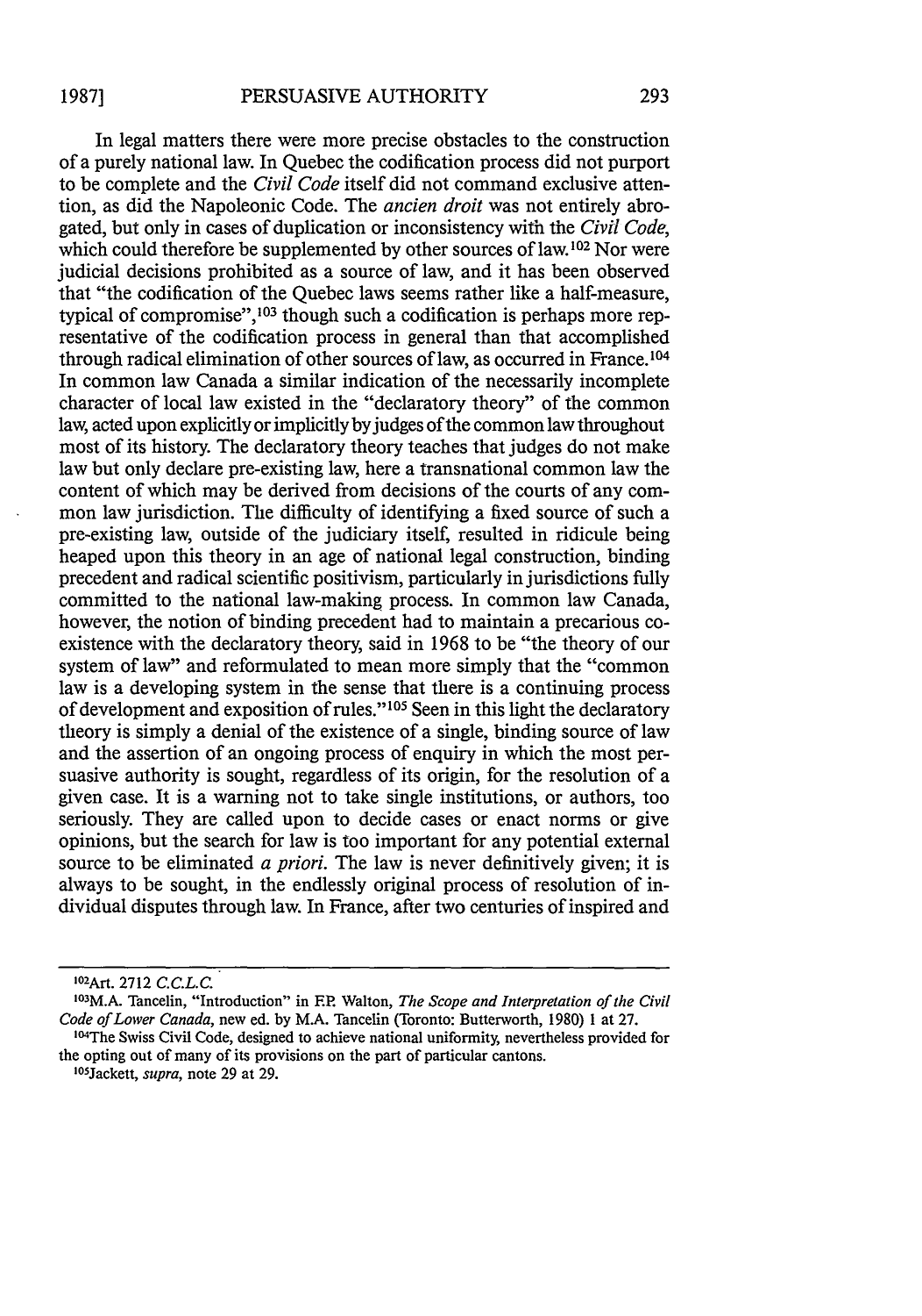In legal matters there were more precise obstacles to the construction of a purely national law. In Quebec the codification process did not purport to be complete and the *Civil Code* itself did not command exclusive attention, as did the Napoleonic Code. The *ancien droit* was not entirely abrogated, but only in cases of duplication or inconsistency with the *Civil Code*, which could therefore be supplemented by other sources of law.[102] Nor were judicial decisions prohibited as a source of law, and it has been observed that "the codification of the Quebec laws seems rather like a half-measure, typical of compromise",[103] though such a codification is perhaps more representative of the codification process in general than that accomplished through radical elimination of other sources of law, as occurred in France.[104] In common law Canada a similar indication of the necessarily incomplete character of local law existed in the "declaratory theory" of the common law, acted upon explicitly or implicitly by judges of the common law throughout most of its history. The declaratory theory teaches that judges do not make law but only declare pre-existing law, here a transnational common law the content of which may be derived from decisions of the courts of any common law jurisdiction. The difficulty of identifying a fixed source of such a pre-existing law, outside of the judiciary itself, resulted in ridicule being heaped upon this theory in an age of national legal construction, binding precedent and radical scientific positivism, particularly in jurisdictions fully committed to the national law-making process. In common law Canada, however, the notion of binding precedent had to maintain a precarious co-existence with the declaratory theory, said in 1968 to be "the theory of our system of law" and reformulated to mean more simply that the "common law is a developing system in the sense that there is a continuing process of development and exposition of rules."[105] Seen in this light the declaratory theory is simply a denial of the existence of a single, binding source of law and the assertion of an ongoing process of enquiry in which the most persuasive authority is sought, regardless of its origin, for the resolution of a given case. It is a warning not to take single institutions, or authors, too seriously. They are called upon to decide cases or enact norms or give opinions, but the search for law is too important for any potential external source to be eliminated *a priori*. The law is never definitively given; it is always to be sought, in the endlessly original process of resolution of individual disputes through law. In France, after two centuries of inspired and

---

[102] Art. 2712 *C.C.L.C.*

[103] M.A. Tancelin, "Introduction" in F.P. Walton, *The Scope and Interpretation of the Civil Code of Lower Canada*, new ed. by M.A. Tancelin (Toronto: Butterworth, 1980) 1 at 27.

[104] The Swiss Civil Code, designed to achieve national uniformity, nevertheless provided for the opting out of many of its provisions on the part of particular cantons.

[105] Jackett, *supra*, note 29 at 29.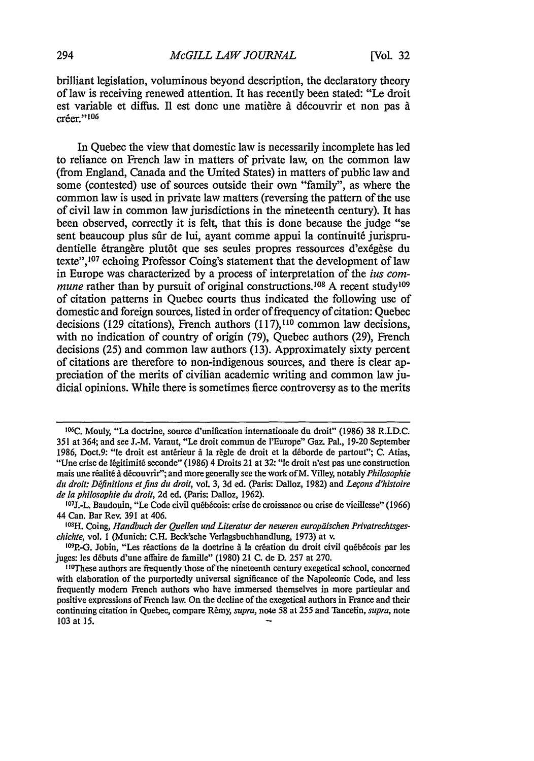brilliant legislation, voluminous beyond description, the declaratory theory of law is receiving renewed attention. It has recently been stated: "Le droit est variable et diffus. Il est donc une matière à découvrir et non pas à créer."[106]

In Quebec the view that domestic law is necessarily incomplete has led to reliance on French law in matters of private law, on the common law (from England, Canada and the United States) in matters of public law and some (contested) use of sources outside their own "family", as where the common law is used in private law matters (reversing the pattern of the use of civil law in common law jurisdictions in the nineteenth century). It has been observed, correctly it is felt, that this is done because the judge "se sent beaucoup plus sûr de lui, ayant comme appui la continuité jurisprudentielle étrangère plutôt que ses seules propres ressources d'exégèse du texte",[107] echoing Professor Coing's statement that the development of law in Europe was characterized by a process of interpretation of the *ius commune* rather than by pursuit of original constructions.[108] A recent study[109] of citation patterns in Quebec courts thus indicated the following use of domestic and foreign sources, listed in order of frequency of citation: Quebec decisions (129 citations), French authors (117),[110] common law decisions, with no indication of country of origin (79), Quebec authors (29), French decisions (25) and common law authors (13). Approximately sixty percent of citations are therefore to non-indigenous sources, and there is clear appreciation of the merits of civilian academic writing and common law judicial opinions. While there is sometimes fierce controversy as to the merits

---

[106]C. Mouly, "La doctrine, source d'unification internationale du droit" (1986) 38 R.I.D.C. 351 at 364; and see J.-M. Varaut, "Le droit commun de l'Europe" Gaz. Pal., 19-20 September 1986, Doct.9: "le droit est antérieur à la règle de droit et la déborde de partout"; C. Atias, "Une crise de légitimité seconde" (1986) 4 Droits 21 at 32: "le droit n'est pas une construction mais une réalité à découvrir"; and more generally see the work of M. Villey, notably *Philosophie du droit: Définitions et fins du droit*, vol. 3, 3d ed. (Paris: Dalloz, 1982) and *Leçons d'histoire de la philosophie du droit*, 2d ed. (Paris: Dalloz, 1962).

[107]J.-L. Baudouin, "Le Code civil québécois: crise de croissance ou crise de vieillesse" (1966) 44 Can. Bar Rev. 391 at 406.

[108]H. Coing, *Handbuch der Quellen und Literatur der neueren europäischen Privatrechtsgeschichte*, vol. 1 (Munich: C.H. Beck'sche Verlagsbuchhandlung, 1973) at v.

[109]P.-G. Jobin, "Les réactions de la doctrine à la création du droit civil québécois par les juges: les débuts d'une affaire de famille" (1980) 21 C. de D. 257 at 270.

[110]These authors are frequently those of the nineteenth century exegetical school, concerned with elaboration of the purportedly universal significance of the Napoleonic Code, and less frequently modern French authors who have immersed themselves in more particular and positive expressions of French law. On the decline of the exegetical authors in France and their continuing citation in Quebec, compare Rémy, *supra*, note 58 at 255 and Tancelin, *supra*, note 103 at 15.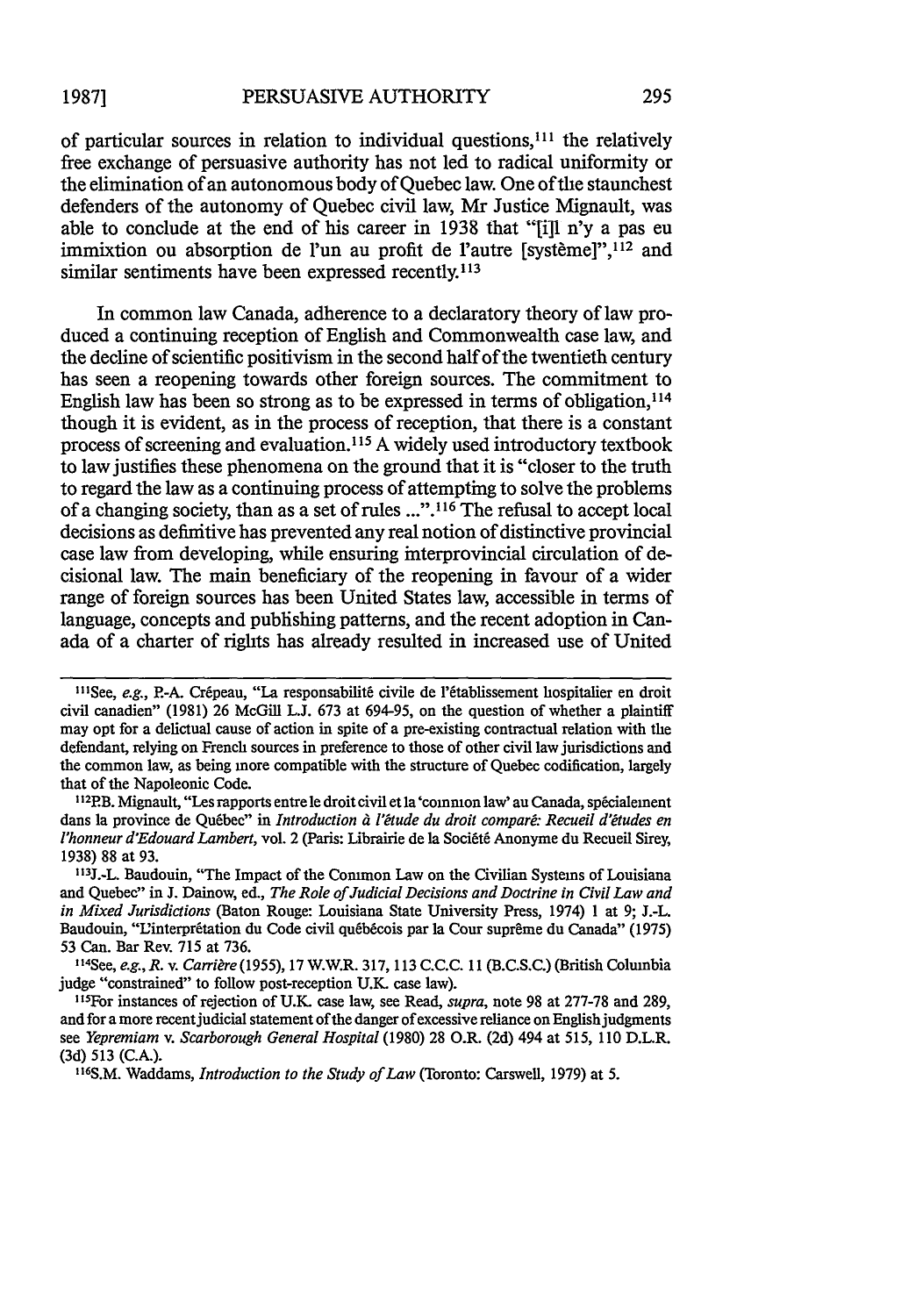of particular sources in relation to individual questions,[111] the relatively free exchange of persuasive authority has not led to radical uniformity or the elimination of an autonomous body of Quebec law. One of the staunchest defenders of the autonomy of Quebec civil law, Mr Justice Mignault, was able to conclude at the end of his career in 1938 that "[i]l n'y a pas eu immixtion ou absorption de l'un au profit de l'autre [système]",[112] and similar sentiments have been expressed recently.[113]

In common law Canada, adherence to a declaratory theory of law produced a continuing reception of English and Commonwealth case law, and the decline of scientific positivism in the second half of the twentieth century has seen a reopening towards other foreign sources. The commitment to English law has been so strong as to be expressed in terms of obligation,[114] though it is evident, as in the process of reception, that there is a constant process of screening and evaluation.[115] A widely used introductory textbook to law justifies these phenomena on the ground that it is "closer to the truth to regard the law as a continuing process of attempting to solve the problems of a changing society, than as a set of rules ...".[116] The refusal to accept local decisions as definitive has prevented any real notion of distinctive provincial case law from developing, while ensuring interprovincial circulation of decisional law. The main beneficiary of the reopening in favour of a wider range of foreign sources has been United States law, accessible in terms of language, concepts and publishing patterns, and the recent adoption in Canada of a charter of rights has already resulted in increased use of United

---

[111]See, *e.g.*, P.-A. Crépeau, "La responsabilité civile de l'établissement hospitalier en droit civil canadien" (1981) 26 McGill L.J. 673 at 694-95, on the question of whether a plaintiff may opt for a delictual cause of action in spite of a pre-existing contractual relation with the defendant, relying on French sources in preference to those of other civil law jurisdictions and the common law, as being more compatible with the structure of Quebec codification, largely that of the Napoleonic Code.

[112]P.B. Mignault, "Les rapports entre le droit civil et la 'common law' au Canada, spécialement dans la province de Québec" in *Introduction à l'étude du droit comparé: Recueil d'études en l'honneur d'Edouard Lambert*, vol. 2 (Paris: Librairie de la Société Anonyme du Recueil Sirey, 1938) 88 at 93.

[113]J.-L. Baudouin, "The Impact of the Common Law on the Civilian Systems of Louisiana and Quebec" in J. Dainow, ed., *The Role of Judicial Decisions and Doctrine in Civil Law and in Mixed Jurisdictions* (Baton Rouge: Louisiana State University Press, 1974) 1 at 9; J.-L. Baudouin, "L'interprétation du Code civil québécois par la Cour suprême du Canada" (1975) 53 Can. Bar Rev. 715 at 736.

[114]See, *e.g.*, *R.* v. *Carrière* (1955), 17 W.W.R. 317, 113 C.C.C. 11 (B.C.S.C.) (British Columbia judge "constrained" to follow post-reception U.K. case law).

[115]For instances of rejection of U.K. case law, see Read, *supra*, note 98 at 277-78 and 289, and for a more recent judicial statement of the danger of excessive reliance on English judgments see *Yepremiam* v. *Scarborough General Hospital* (1980) 28 O.R. (2d) 494 at 515, 110 D.L.R. (3d) 513 (C.A.).

[116]S.M. Waddams, *Introduction to the Study of Law* (Toronto: Carswell, 1979) at 5.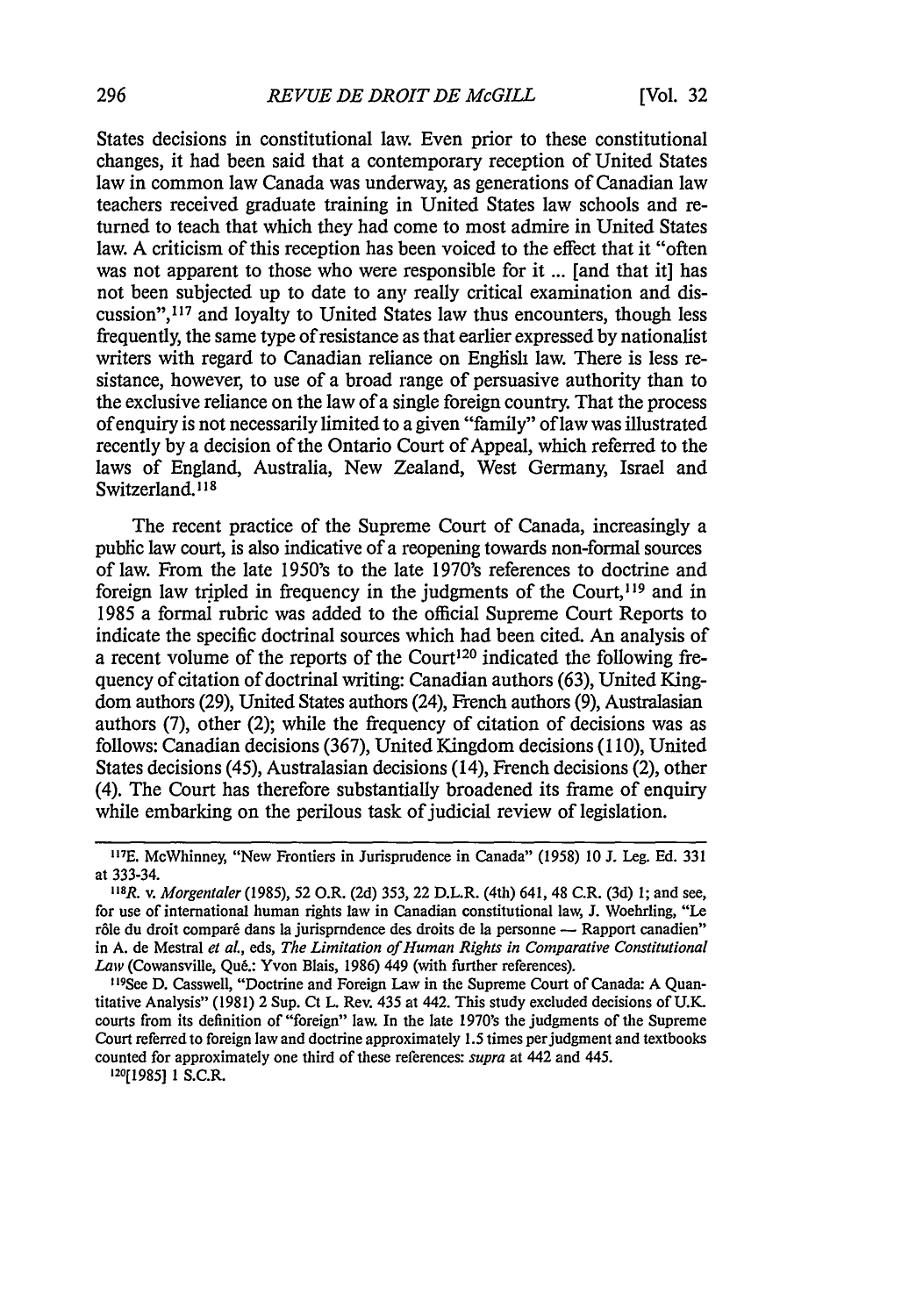States decisions in constitutional law. Even prior to these constitutional changes, it had been said that a contemporary reception of United States law in common law Canada was underway, as generations of Canadian law teachers received graduate training in United States law schools and returned to teach that which they had come to most admire in United States law. A criticism of this reception has been voiced to the effect that it "often was not apparent to those who were responsible for it ... [and that it] has not been subjected up to date to any really critical examination and discussion",[117] and loyalty to United States law thus encounters, though less frequently, the same type of resistance as that earlier expressed by nationalist writers with regard to Canadian reliance on English law. There is less resistance, however, to use of a broad range of persuasive authority than to the exclusive reliance on the law of a single foreign country. That the process of enquiry is not necessarily limited to a given "family" of law was illustrated recently by a decision of the Ontario Court of Appeal, which referred to the laws of England, Australia, New Zealand, West Germany, Israel and Switzerland.[118]

The recent practice of the Supreme Court of Canada, increasingly a public law court, is also indicative of a reopening towards non-formal sources of law. From the late 1950's to the late 1970's references to doctrine and foreign law tripled in frequency in the judgments of the Court,[119] and in 1985 a formal rubric was added to the official Supreme Court Reports to indicate the specific doctrinal sources which had been cited. An analysis of a recent volume of the reports of the Court[120] indicated the following frequency of citation of doctrinal writing: Canadian authors (63), United Kingdom authors (29), United States authors (24), French authors (9), Australasian authors (7), other (2); while the frequency of citation of decisions was as follows: Canadian decisions (367), United Kingdom decisions (110), United States decisions (45), Australasian decisions (14), French decisions (2), other (4). The Court has therefore substantially broadened its frame of enquiry while embarking on the perilous task of judicial review of legislation.

---

[117] E. McWhinney, "New Frontiers in Jurisprudence in Canada" (1958) 10 J. Leg. Ed. 331 at 333-34.

[118] *R. v. Morgentaler* (1985), 52 O.R. (2d) 353, 22 D.L.R. (4th) 641, 48 C.R. (3d) 1; and see, for use of international human rights law in Canadian constitutional law, J. Woehrling, "Le rôle du droit comparé dans la jurisprudence des droits de la personne — Rapport canadien" in A. de Mestral *et al.*, eds, *The Limitation of Human Rights in Comparative Constitutional Law* (Cowansville, Qué.: Yvon Blais, 1986) 449 (with further references).

[119] See D. Casswell, "Doctrine and Foreign Law in the Supreme Court of Canada: A Quantitative Analysis" (1981) 2 Sup. Ct L. Rev. 435 at 442. This study excluded decisions of U.K. courts from its definition of "foreign" law. In the late 1970's the judgments of the Supreme Court referred to foreign law and doctrine approximately 1.5 times per judgment and textbooks counted for approximately one third of these references: *supra* at 442 and 445.

[120] [1985] 1 S.C.R.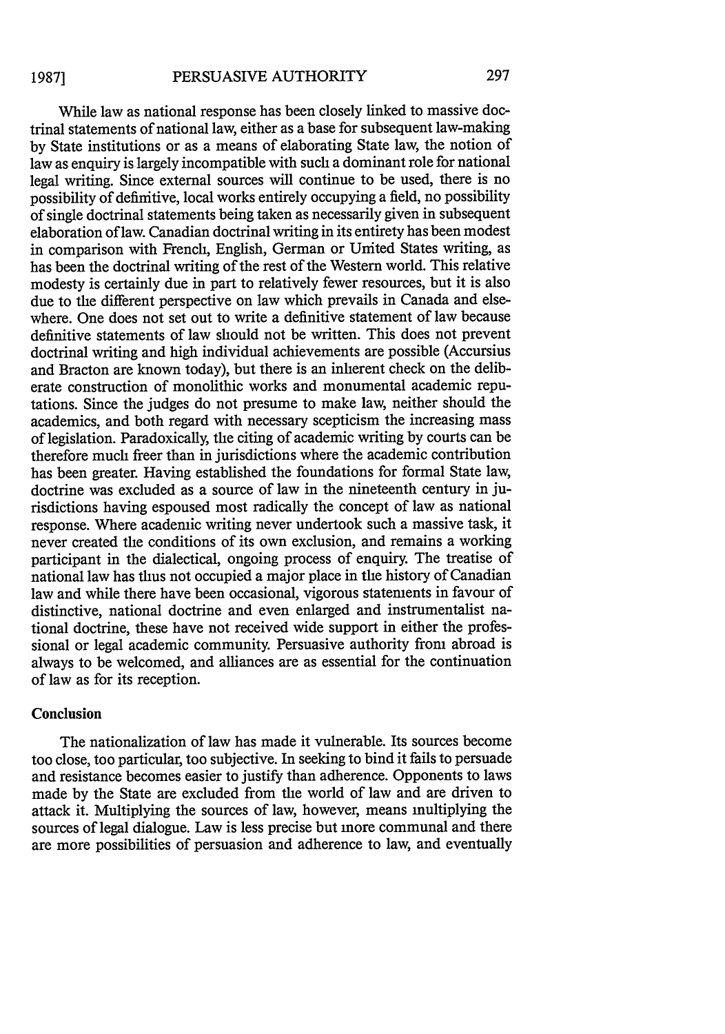While law as national response has been closely linked to massive doctrinal statements of national law, either as a base for subsequent law-making by State institutions or as a means of elaborating State law, the notion of law as enquiry is largely incompatible with such a dominant role for national legal writing. Since external sources will continue to be used, there is no possibility of definitive, local works entirely occupying a field, no possibility of single doctrinal statements being taken as necessarily given in subsequent elaboration of law. Canadian doctrinal writing in its entirety has been modest in comparison with French, English, German or United States writing, as has been the doctrinal writing of the rest of the Western world. This relative modesty is certainly due in part to relatively fewer resources, but it is also due to the different perspective on law which prevails in Canada and elsewhere. One does not set out to write a definitive statement of law because definitive statements of law should not be written. This does not prevent doctrinal writing and high individual achievements are possible (Accursius and Bracton are known today), but there is an inherent check on the deliberate construction of monolithic works and monumental academic reputations. Since the judges do not presume to make law, neither should the academics, and both regard with necessary scepticism the increasing mass of legislation. Paradoxically, the citing of academic writing by courts can be therefore much freer than in jurisdictions where the academic contribution has been greater. Having established the foundations for formal State law, doctrine was excluded as a source of law in the nineteenth century in jurisdictions having espoused most radically the concept of law as national response. Where academic writing never undertook such a massive task, it never created the conditions of its own exclusion, and remains a working participant in the dialectical, ongoing process of enquiry. The treatise of national law has thus not occupied a major place in the history of Canadian law and while there have been occasional, vigorous statements in favour of distinctive, national doctrine and even enlarged and instrumentalist national doctrine, these have not received wide support in either the professional or legal academic community. Persuasive authority from abroad is always to be welcomed, and alliances are as essential for the continuation of law as for its reception.

## Conclusion

The nationalization of law has made it vulnerable. Its sources become too close, too particular, too subjective. In seeking to bind it fails to persuade and resistance becomes easier to justify than adherence. Opponents to laws made by the State are excluded from the world of law and are driven to attack it. Multiplying the sources of law, however, means multiplying the sources of legal dialogue. Law is less precise but more communal and there are more possibilities of persuasion and adherence to law, and eventually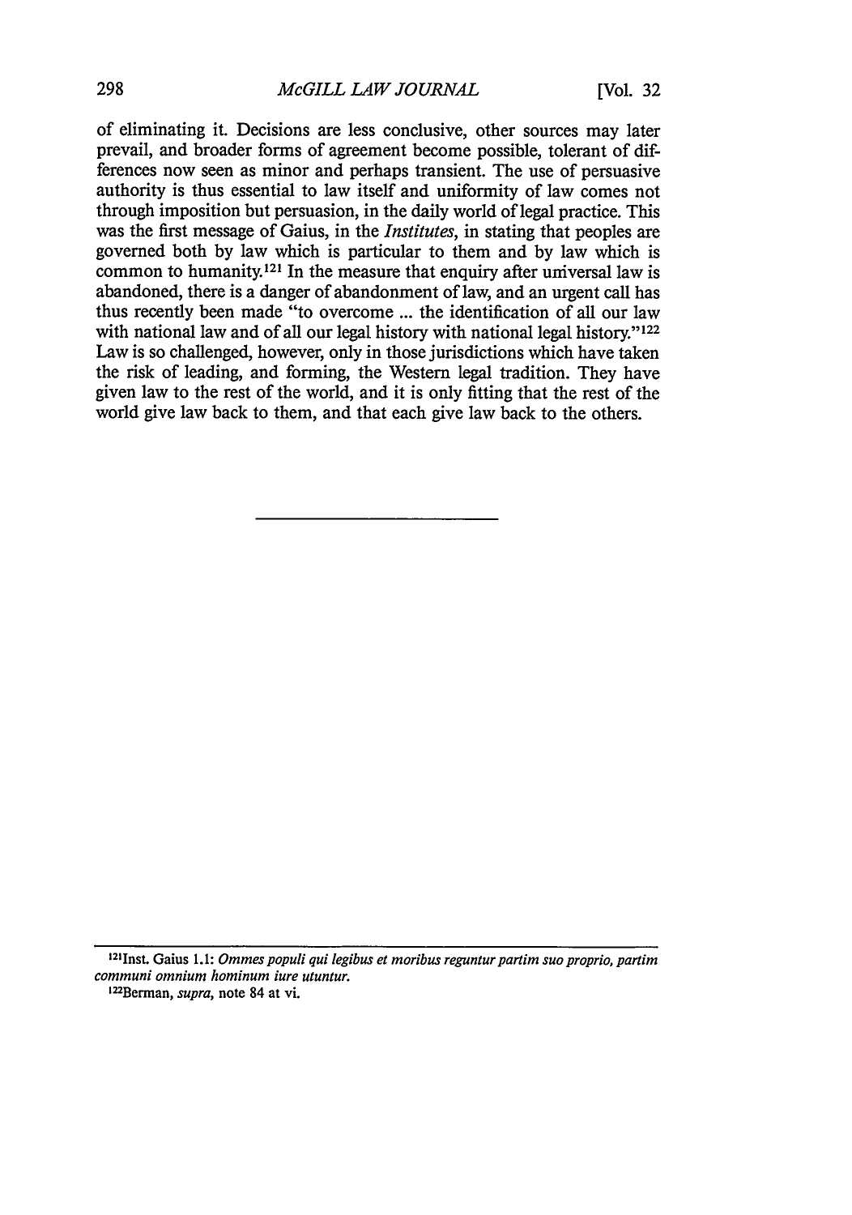of eliminating it. Decisions are less conclusive, other sources may later prevail, and broader forms of agreement become possible, tolerant of differences now seen as minor and perhaps transient. The use of persuasive authority is thus essential to law itself and uniformity of law comes not through imposition but persuasion, in the daily world of legal practice. This was the first message of Gaius, in the *Institutes*, in stating that peoples are governed both by law which is particular to them and by law which is common to humanity.[121] In the measure that enquiry after universal law is abandoned, there is a danger of abandonment of law, and an urgent call has thus recently been made "to overcome ... the identification of all our law with national law and of all our legal history with national legal history."[122] Law is so challenged, however, only in those jurisdictions which have taken the risk of leading, and forming, the Western legal tradition. They have given law to the rest of the world, and it is only fitting that the rest of the world give law back to them, and that each give law back to the others.

---

[121]Inst. Gaius 1.1: *Ommes populi qui legibus et moribus reguntur partim suo proprio, partim communi omnium hominum iure utuntur.*

[122]Berman, *supra*, note 84 at vi.